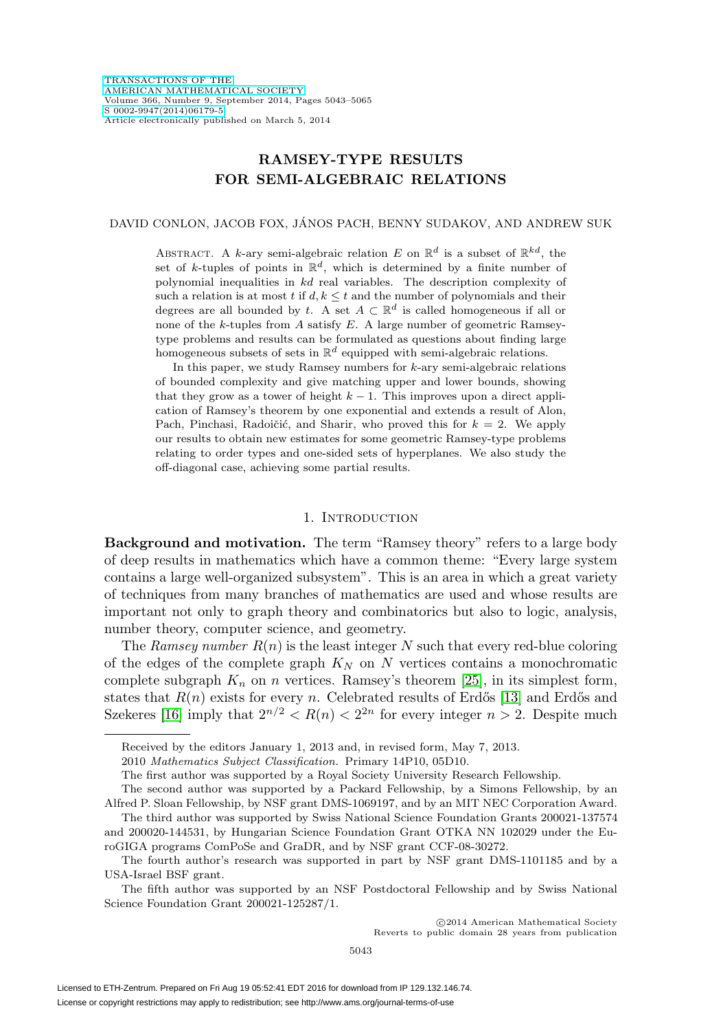# RAMSEY-TYPE RESULTS FOR SEMI-ALGEBRAIC RELATIONS

DAVID CONLON, JACOB FOX, JÁNOS PACH, BENNY SUDAKOV, AND ANDREW SUK

ABSTRACT. A $k$-ary semi-algebraic relation $E$ on $\mathbb{R}^d$ is a subset of $\mathbb{R}^{kd}$, the set of $k$-tuples of points in $\mathbb{R}^d$, which is determined by a finite number of polynomial inequalities in $kd$ real variables. The description complexity of such a relation is at most $t$ if $d, k \leq t$ and the number of polynomials and their degrees are all bounded by $t$. A set $A \subset \mathbb{R}^d$ is called homogeneous if all or none of the $k$-tuples from $A$ satisfy $E$. A large number of geometric Ramsey-type problems and results can be formulated as questions about finding large homogeneous subsets of sets in $\mathbb{R}^d$ equipped with semi-algebraic relations.

In this paper, we study Ramsey numbers for $k$-ary semi-algebraic relations of bounded complexity and give matching upper and lower bounds, showing that they grow as a tower of height $k-1$. This improves upon a direct application of Ramsey's theorem by one exponential and extends a result of Alon, Pach, Pinchasi, Radoičić, and Sharir, who proved this for $k = 2$. We apply our results to obtain new estimates for some geometric Ramsey-type problems relating to order types and one-sided sets of hyperplanes. We also study the off-diagonal case, achieving some partial results.

## 1. Introduction

**Background and motivation.** The term "Ramsey theory" refers to a large body of deep results in mathematics which have a common theme: "Every large system contains a large well-organized subsystem". This is an area in which a great variety of techniques from many branches of mathematics are used and whose results are important not only to graph theory and combinatorics but also to logic, analysis, number theory, computer science, and geometry.

The *Ramsey number* $R(n)$ is the least integer $N$ such that every red-blue coloring of the edges of the complete graph $K_N$ on $N$ vertices contains a monochromatic complete subgraph $K_n$ on $n$ vertices. Ramsey's theorem [25], in its simplest form, states that $R(n)$ exists for every $n$. Celebrated results of Erdős [13] and Erdős and Szekeres [16] imply that $2^{n/2} < R(n) < 2^{2n}$ for every integer $n > 2$. Despite much

Received by the editors January 1, 2013 and, in revised form, May 7, 2013.

2010 *Mathematics Subject Classification.* Primary 14P10, 05D10.

The first author was supported by a Royal Society University Research Fellowship.

The second author was supported by a Packard Fellowship, by a Simons Fellowship, by an Alfred P. Sloan Fellowship, by NSF grant DMS-1069197, and by an MIT NEC Corporation Award.

The third author was supported by Swiss National Science Foundation Grants 200021-137574 and 200020-144531, by Hungarian Science Foundation Grant OTKA NN 102029 under the EuroGIGA programs ComPoSe and GraDR, and by NSF grant CCF-08-30272.

The fourth author's research was supported in part by NSF grant DMS-1101185 and by a USA-Israel BSF grant.

The fifth author was supported by an NSF Postdoctoral Fellowship and by Swiss National Science Foundation Grant 200021-125287/1.

©2014 American Mathematical Society
Reverts to public domain 28 years from publication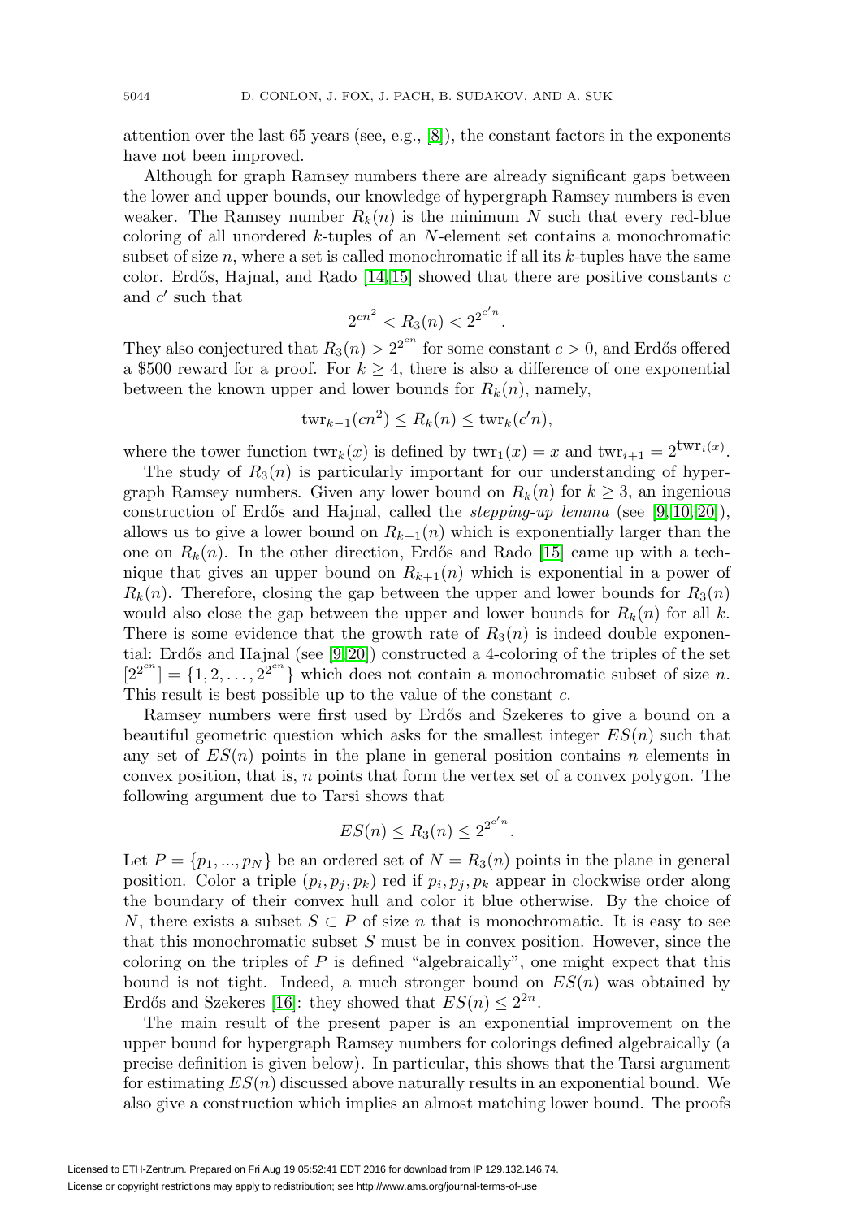attention over the last 65 years (see, e.g., [8]), the constant factors in the exponents have not been improved.

Although for graph Ramsey numbers there are already significant gaps between the lower and upper bounds, our knowledge of hypergraph Ramsey numbers is even weaker. The Ramsey number $R_k(n)$ is the minimum $N$ such that every red-blue coloring of all unordered $k$-tuples of an $N$-element set contains a monochromatic subset of size $n$, where a set is called monochromatic if all its $k$-tuples have the same color. Erdős, Hajnal, and Rado [14,15] showed that there are positive constants $c$ and $c'$ such that

$$2^{cn^2} < R_3(n) < 2^{2^{c'n}}.$$

They also conjectured that $R_3(n) > 2^{2^{cn}}$ for some constant $c > 0$, and Erdős offered a \$500 reward for a proof. For $k \geq 4$, there is also a difference of one exponential between the known upper and lower bounds for $R_k(n)$, namely,

$$\mathrm{twr}_{k-1}(cn^2) \leq R_k(n) \leq \mathrm{twr}_k(c'n),$$

where the tower function $\mathrm{twr}_k(x)$ is defined by $\mathrm{twr}_1(x) = x$ and $\mathrm{twr}_{i+1} = 2^{\mathrm{twr}_i(x)}$.

The study of $R_3(n)$ is particularly important for our understanding of hypergraph Ramsey numbers. Given any lower bound on $R_k(n)$ for $k \geq 3$, an ingenious construction of Erdős and Hajnal, called the *stepping-up lemma* (see [9,10,20]), allows us to give a lower bound on $R_{k+1}(n)$ which is exponentially larger than the one on $R_k(n)$. In the other direction, Erdős and Rado [15] came up with a technique that gives an upper bound on $R_{k+1}(n)$ which is exponential in a power of $R_k(n)$. Therefore, closing the gap between the upper and lower bounds for $R_3(n)$ would also close the gap between the upper and lower bounds for $R_k(n)$ for all $k$. There is some evidence that the growth rate of $R_3(n)$ is indeed double exponential: Erdős and Hajnal (see [9,20]) constructed a 4-coloring of the triples of the set $[2^{2^{cn}}] = \{1, 2, \ldots, 2^{2^{cn}}\}$ which does not contain a monochromatic subset of size $n$. This result is best possible up to the value of the constant $c$.

Ramsey numbers were first used by Erdős and Szekeres to give a bound on a beautiful geometric question which asks for the smallest integer $ES(n)$ such that any set of $ES(n)$ points in the plane in general position contains $n$ elements in convex position, that is, $n$ points that form the vertex set of a convex polygon. The following argument due to Tarsi shows that

$$ES(n) \leq R_3(n) \leq 2^{2^{c'n}}.$$

Let $P = \{p_1, ..., p_N\}$ be an ordered set of $N = R_3(n)$ points in the plane in general position. Color a triple $(p_i, p_j, p_k)$ red if $p_i, p_j, p_k$ appear in clockwise order along the boundary of their convex hull and color it blue otherwise. By the choice of $N$, there exists a subset $S \subset P$ of size $n$ that is monochromatic. It is easy to see that this monochromatic subset $S$ must be in convex position. However, since the coloring on the triples of $P$ is defined "algebraically", one might expect that this bound is not tight. Indeed, a much stronger bound on $ES(n)$ was obtained by Erdős and Szekeres [16]: they showed that $ES(n) \leq 2^{2n}$.

The main result of the present paper is an exponential improvement on the upper bound for hypergraph Ramsey numbers for colorings defined algebraically (a precise definition is given below). In particular, this shows that the Tarsi argument for estimating $ES(n)$ discussed above naturally results in an exponential bound. We also give a construction which implies an almost matching lower bound. The proofs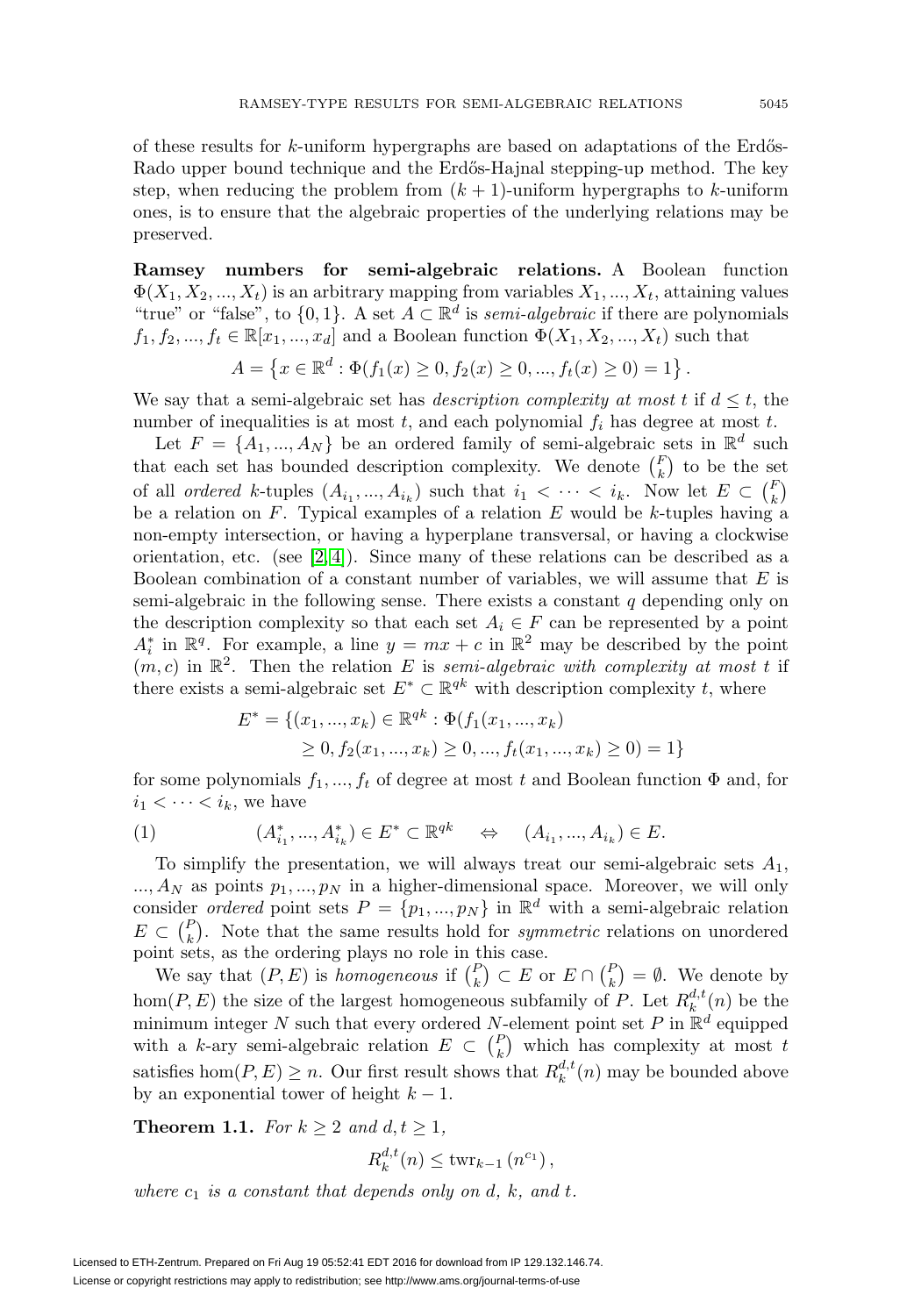of these results for $k$-uniform hypergraphs are based on adaptations of the Erdős-Rado upper bound technique and the Erdős-Hajnal stepping-up method. The key step, when reducing the problem from $(k+1)$-uniform hypergraphs to $k$-uniform ones, is to ensure that the algebraic properties of the underlying relations may be preserved.

**Ramsey numbers for semi-algebraic relations.** A Boolean function $\Phi(X_1, X_2, ..., X_t)$ is an arbitrary mapping from variables $X_1, ..., X_t$, attaining values "true" or "false", to $\{0, 1\}$. A set $A \subset \mathbb{R}^d$ is *semi-algebraic* if there are polynomials $f_1, f_2, ..., f_t \in \mathbb{R}[x_1, ..., x_d]$ and a Boolean function $\Phi(X_1, X_2, ..., X_t)$ such that

$$A = \left\{x \in \mathbb{R}^d : \Phi(f_1(x) \geq 0, f_2(x) \geq 0, ..., f_t(x) \geq 0) = 1\right\}.$$

We say that a semi-algebraic set has *description complexity at most* $t$ if $d \leq t$, the number of inequalities is at most $t$, and each polynomial $f_i$ has degree at most $t$.

Let $F = \{A_1, ..., A_N\}$ be an ordered family of semi-algebraic sets in $\mathbb{R}^d$ such that each set has bounded description complexity. We denote $\binom{F}{k}$ to be the set of all *ordered* $k$-tuples $(A_{i_1}, ..., A_{i_k})$ such that $i_1 < \cdots < i_k$. Now let $E \subset \binom{F}{k}$ be a relation on $F$. Typical examples of a relation $E$ would be $k$-tuples having a non-empty intersection, or having a hyperplane transversal, or having a clockwise orientation, etc. (see [2, 4]). Since many of these relations can be described as a Boolean combination of a constant number of variables, we will assume that $E$ is semi-algebraic in the following sense. There exists a constant $q$ depending only on the description complexity so that each set $A_i \in F$ can be represented by a point $A_i^*$ in $\mathbb{R}^q$. For example, a line $y = mx + c$ in $\mathbb{R}^2$ may be described by the point $(m, c)$ in $\mathbb{R}^2$. Then the relation $E$ is *semi-algebraic with complexity at most* $t$ if there exists a semi-algebraic set $E^* \subset \mathbb{R}^{qk}$ with description complexity $t$, where

$$\begin{aligned} E^* = \{(x_1, ..., x_k) \in \mathbb{R}^{qk} : \Phi(f_1(x_1, ..., x_k) \\ \geq 0, f_2(x_1, ..., x_k) \geq 0, ..., f_t(x_1, ..., x_k) \geq 0) = 1\} \end{aligned}$$

for some polynomials $f_1, ..., f_t$ of degree at most $t$ and Boolean function $\Phi$ and, for $i_1 < \cdots < i_k$, we have

$$(1) \qquad (A_{i_1}^*, ..., A_{i_k}^*) \in E^* \subset \mathbb{R}^{qk} \quad \Leftrightarrow \quad (A_{i_1}, ..., A_{i_k}) \in E.$$

To simplify the presentation, we will always treat our semi-algebraic sets $A_1, ..., A_N$ as points $p_1, ..., p_N$ in a higher-dimensional space. Moreover, we will only consider *ordered* point sets $P = \{p_1, ..., p_N\}$ in $\mathbb{R}^d$ with a semi-algebraic relation $E \subset \binom{P}{k}$. Note that the same results hold for *symmetric* relations on unordered point sets, as the ordering plays no role in this case.

We say that $(P, E)$ is *homogeneous* if $\binom{P}{k} \subset E$ or $E \cap \binom{P}{k} = \emptyset$. We denote by $\hom(P, E)$ the size of the largest homogeneous subfamily of $P$. Let $R_k^{d,t}(n)$ be the minimum integer $N$ such that every ordered $N$-element point set $P$ in $\mathbb{R}^d$ equipped with a $k$-ary semi-algebraic relation $E \subset \binom{P}{k}$ which has complexity at most $t$ satisfies $\hom(P, E) \geq n$. Our first result shows that $R_k^{d,t}(n)$ may be bounded above by an exponential tower of height $k - 1$.

**Theorem 1.1.** *For $k \geq 2$ and $d, t \geq 1$,*

$$R_k^{d,t}(n) \leq \mathrm{twr}_{k-1}\left(n^{c_1}\right),$$

*where $c_1$ is a constant that depends only on $d$, $k$, and $t$.*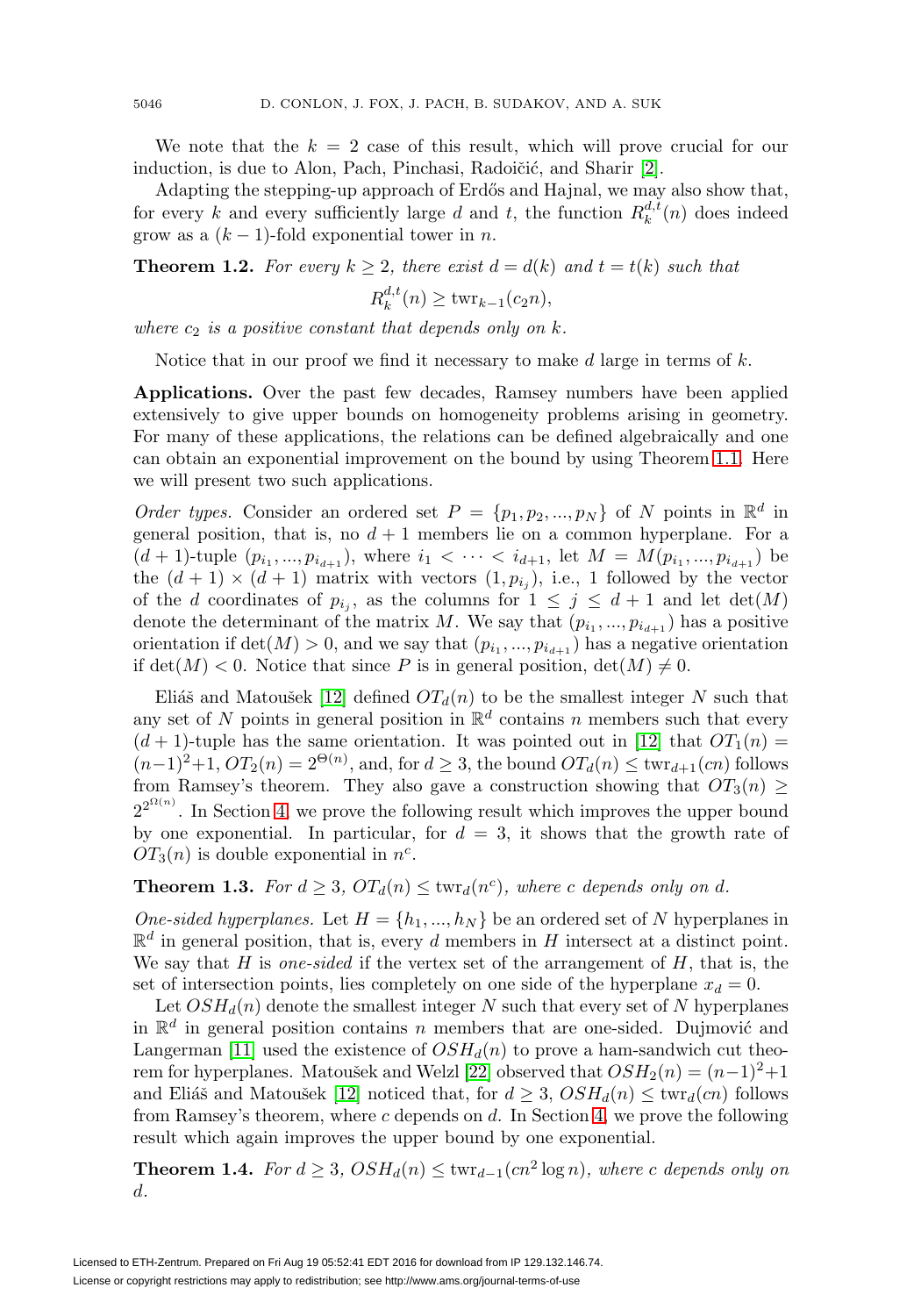We note that the $k = 2$ case of this result, which will prove crucial for our induction, is due to Alon, Pach, Pinchasi, Radoičić, and Sharir [2].

Adapting the stepping-up approach of Erdős and Hajnal, we may also show that, for every $k$ and every sufficiently large $d$ and $t$, the function $R_k^{d,t}(n)$ does indeed grow as a $(k-1)$-fold exponential tower in $n$.

**Theorem 1.2.** *For every $k \geq 2$, there exist $d = d(k)$ and $t = t(k)$ such that*

$$R_k^{d,t}(n) \geq \operatorname{twr}_{k-1}(c_2 n),$$

*where $c_2$ is a positive constant that depends only on $k$.*

Notice that in our proof we find it necessary to make $d$ large in terms of $k$.

**Applications.** Over the past few decades, Ramsey numbers have been applied extensively to give upper bounds on homogeneity problems arising in geometry. For many of these applications, the relations can be defined algebraically and one can obtain an exponential improvement on the bound by using Theorem 1.1. Here we will present two such applications.

*Order types.* Consider an ordered set $P = \{p_1, p_2, ..., p_N\}$ of $N$ points in $\mathbb{R}^d$ in general position, that is, no $d+1$ members lie on a common hyperplane. For a $(d+1)$-tuple $(p_{i_1}, ..., p_{i_{d+1}})$, where $i_1 < \cdots < i_{d+1}$, let $M = M(p_{i_1}, ..., p_{i_{d+1}})$ be the $(d+1) \times (d+1)$ matrix with vectors $(1, p_{i_j})$, i.e., 1 followed by the vector of the $d$ coordinates of $p_{i_j}$, as the columns for $1 \leq j \leq d+1$ and let $\det(M)$ denote the determinant of the matrix $M$. We say that $(p_{i_1}, ..., p_{i_{d+1}})$ has a positive orientation if $\det(M) > 0$, and we say that $(p_{i_1}, ..., p_{i_{d+1}})$ has a negative orientation if $\det(M) < 0$. Notice that since $P$ is in general position, $\det(M) \neq 0$.

Eliáš and Matoušek [12] defined $OT_d(n)$ to be the smallest integer $N$ such that any set of $N$ points in general position in $\mathbb{R}^d$ contains $n$ members such that every $(d+1)$-tuple has the same orientation. It was pointed out in [12] that $OT_1(n) = (n-1)^2+1$, $OT_2(n) = 2^{\Theta(n)}$, and, for $d \geq 3$, the bound $OT_d(n) \leq \operatorname{twr}_{d+1}(cn)$ follows from Ramsey's theorem. They also gave a construction showing that $OT_3(n) \geq 2^{2^{\Omega(n)}}$. In Section 4, we prove the following result which improves the upper bound by one exponential. In particular, for $d = 3$, it shows that the growth rate of $OT_3(n)$ is double exponential in $n^c$.

**Theorem 1.3.** *For $d \geq 3$, $OT_d(n) \leq \operatorname{twr}_d(n^c)$, where $c$ depends only on $d$.*

*One-sided hyperplanes.* Let $H = \{h_1, ..., h_N\}$ be an ordered set of $N$ hyperplanes in $\mathbb{R}^d$ in general position, that is, every $d$ members in $H$ intersect at a distinct point. We say that $H$ is *one-sided* if the vertex set of the arrangement of $H$, that is, the set of intersection points, lies completely on one side of the hyperplane $x_d = 0$.

Let $OSH_d(n)$ denote the smallest integer $N$ such that every set of $N$ hyperplanes in $\mathbb{R}^d$ in general position contains $n$ members that are one-sided. Dujmović and Langerman [11] used the existence of $OSH_d(n)$ to prove a ham-sandwich cut theorem for hyperplanes. Matoušek and Welzl [22] observed that $OSH_2(n) = (n-1)^2+1$ and Eliáš and Matoušek [12] noticed that, for $d \geq 3$, $OSH_d(n) \leq \operatorname{twr}_d(cn)$ follows from Ramsey's theorem, where $c$ depends on $d$. In Section 4, we prove the following result which again improves the upper bound by one exponential.

**Theorem 1.4.** *For $d \geq 3$, $OSH_d(n) \leq \operatorname{twr}_{d-1}(cn^2 \log n)$, where $c$ depends only on $d$.*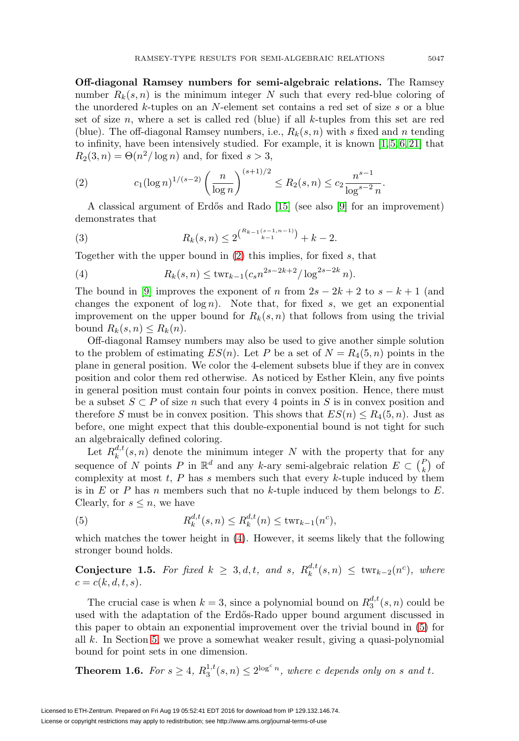**Off-diagonal Ramsey numbers for semi-algebraic relations.** The Ramsey number $R_k(s,n)$ is the minimum integer $N$ such that every red-blue coloring of the unordered $k$-tuples on an $N$-element set contains a red set of size $s$ or a blue set of size $n$, where a set is called red (blue) if all $k$-tuples from this set are red (blue). The off-diagonal Ramsey numbers, i.e., $R_k(s,n)$ with $s$ fixed and $n$ tending to infinity, have been intensively studied. For example, it is known [1, 5, 6, 21] that $R_2(3,n) = \Theta(n^2/\log n)$ and, for fixed $s > 3$,

$$c_1(\log n)^{1/(s-2)}\left(\frac{n}{\log n}\right)^{(s+1)/2} \leq R_2(s,n) \leq c_2\frac{n^{s-1}}{\log^{s-2} n}. \tag{2}$$

A classical argument of Erdős and Rado [15] (see also [9] for an improvement) demonstrates that

$$R_k(s,n) \leq 2^{\binom{R_{k-1}(s-1,n-1)}{k-1}} + k - 2. \tag{3}$$

Together with the upper bound in (2) this implies, for fixed $s$, that

$$R_k(s,n) \leq \mathrm{twr}_{k-1}(c_s n^{2s-2k+2}/\log^{2s-2k} n). \tag{4}$$

The bound in [9] improves the exponent of $n$ from $2s-2k+2$ to $s-k+1$ (and changes the exponent of $\log n$). Note that, for fixed $s$, we get an exponential improvement on the upper bound for $R_k(s,n)$ that follows from using the trivial bound $R_k(s,n) \leq R_k(n)$.

Off-diagonal Ramsey numbers may also be used to give another simple solution to the problem of estimating $ES(n)$. Let $P$ be a set of $N = R_4(5,n)$ points in the plane in general position. We color the 4-element subsets blue if they are in convex position and color them red otherwise. As noticed by Esther Klein, any five points in general position must contain four points in convex position. Hence, there must be a subset $S \subset P$ of size $n$ such that every 4 points in $S$ is in convex position and therefore $S$ must be in convex position. This shows that $ES(n) \leq R_4(5,n)$. Just as before, one might expect that this double-exponential bound is not tight for such an algebraically defined coloring.

Let $R_k^{d,t}(s,n)$ denote the minimum integer $N$ with the property that for any sequence of $N$ points $P$ in $\mathbb{R}^d$ and any $k$-ary semi-algebraic relation $E \subset \binom{P}{k}$ of complexity at most $t$, $P$ has $s$ members such that every $k$-tuple induced by them is in $E$ or $P$ has $n$ members such that no $k$-tuple induced by them belongs to $E$. Clearly, for $s \leq n$, we have

$$R_k^{d,t}(s,n) \leq R_k^{d,t}(n) \leq \mathrm{twr}_{k-1}(n^c), \tag{5}$$

which matches the tower height in (4). However, it seems likely that the following stronger bound holds.

**Conjecture 1.5.** *For fixed $k \geq 3, d, t,$ and $s$, $R_k^{d,t}(s,n) \leq \mathrm{twr}_{k-2}(n^c)$, where $c = c(k,d,t,s)$.*

The crucial case is when $k = 3$, since a polynomial bound on $R_3^{d,t}(s,n)$ could be used with the adaptation of the Erdős-Rado upper bound argument discussed in this paper to obtain an exponential improvement over the trivial bound in (5) for all $k$. In Section 5, we prove a somewhat weaker result, giving a quasi-polynomial bound for point sets in one dimension.

**Theorem 1.6.** *For $s \geq 4$, $R_3^{1,t}(s,n) \leq 2^{\log^c n}$, where $c$ depends only on $s$ and $t$.*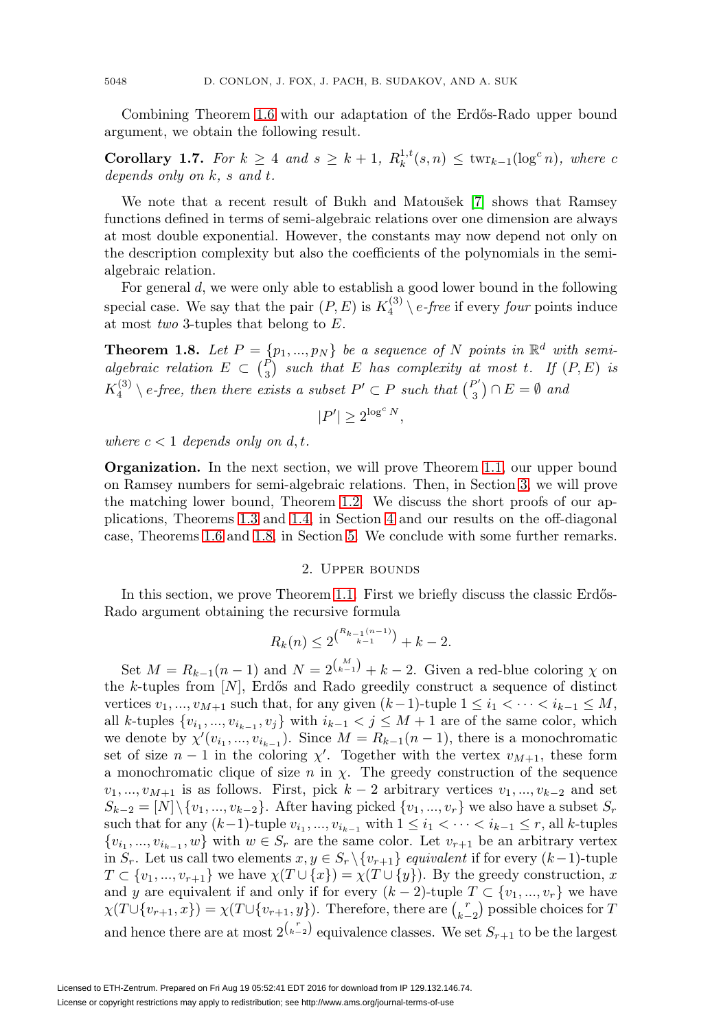Combining Theorem 1.6 with our adaptation of the Erdős-Rado upper bound argument, we obtain the following result.

**Corollary 1.7.** *For $k \geq 4$ and $s \geq k+1$, $R_k^{1,t}(s,n) \leq \text{twr}_{k-1}(\log^c n)$, where $c$ depends only on $k$, $s$ and $t$.*

We note that a recent result of Bukh and Matoušek [7] shows that Ramsey functions defined in terms of semi-algebraic relations over one dimension are always at most double exponential. However, the constants may now depend not only on the description complexity but also the coefficients of the polynomials in the semi-algebraic relation.

For general $d$, we were only able to establish a good lower bound in the following special case. We say that the pair $(P, E)$ is $K_4^{(3)} \setminus e$*-free* if every *four* points induce at most *two* 3-tuples that belong to $E$.

**Theorem 1.8.** *Let $P = \{p_1, ..., p_N\}$ be a sequence of $N$ points in $\mathbb{R}^d$ with semi-algebraic relation $E \subset \binom{P}{3}$ such that $E$ has complexity at most $t$. If $(P, E)$ is $K_4^{(3)} \setminus e$-free, then there exists a subset $P' \subset P$ such that $\binom{P'}{3} \cap E = \emptyset$ and*

$$|P'| \geq 2^{\log^c N},$$

*where $c < 1$ depends only on $d, t$.*

**Organization.** In the next section, we will prove Theorem 1.1, our upper bound on Ramsey numbers for semi-algebraic relations. Then, in Section 3, we will prove the matching lower bound, Theorem 1.2. We discuss the short proofs of our applications, Theorems 1.3 and 1.4, in Section 4 and our results on the off-diagonal case, Theorems 1.6 and 1.8, in Section 5. We conclude with some further remarks.

## 2. Upper bounds

In this section, we prove Theorem 1.1. First we briefly discuss the classic Erdős-Rado argument obtaining the recursive formula

$$R_k(n) \leq 2^{\binom{R_{k-1}(n-1)}{k-1}} + k - 2.$$

Set $M = R_{k-1}(n-1)$ and $N = 2^{\binom{M}{k-1}} + k - 2$. Given a red-blue coloring $\chi$ on the $k$-tuples from $[N]$, Erdős and Rado greedily construct a sequence of distinct vertices $v_1, ..., v_{M+1}$ such that, for any given $(k-1)$-tuple $1 \leq i_1 < \cdots < i_{k-1} \leq M$, all $k$-tuples $\{v_{i_1}, ..., v_{i_{k-1}}, v_j\}$ with $i_{k-1} < j \leq M+1$ are of the same color, which we denote by $\chi'(v_{i_1}, ..., v_{i_{k-1}})$. Since $M = R_{k-1}(n-1)$, there is a monochromatic set of size $n-1$ in the coloring $\chi'$. Together with the vertex $v_{M+1}$, these form a monochromatic clique of size $n$ in $\chi$. The greedy construction of the sequence $v_1, ..., v_{M+1}$ is as follows. First, pick $k-2$ arbitrary vertices $v_1, ..., v_{k-2}$ and set $S_{k-2} = [N] \setminus \{v_1, ..., v_{k-2}\}$. After having picked $\{v_1, ..., v_r\}$ we also have a subset $S_r$ such that for any $(k-1)$-tuple $v_{i_1}, ..., v_{i_{k-1}}$ with $1 \leq i_1 < \cdots < i_{k-1} \leq r$, all $k$-tuples $\{v_{i_1}, ..., v_{i_{k-1}}, w\}$ with $w \in S_r$ are the same color. Let $v_{r+1}$ be an arbitrary vertex in $S_r$. Let us call two elements $x, y \in S_r \setminus \{v_{r+1}\}$ *equivalent* if for every $(k-1)$-tuple $T \subset \{v_1, ..., v_{r+1}\}$ we have $\chi(T \cup \{x\}) = \chi(T \cup \{y\})$. By the greedy construction, $x$ and $y$ are equivalent if and only if for every $(k-2)$-tuple $T \subset \{v_1, ..., v_r\}$ we have $\chi(T \cup \{v_{r+1}, x\}) = \chi(T \cup \{v_{r+1}, y\})$. Therefore, there are $\binom{r}{k-2}$ possible choices for $T$ and hence there are at most $2^{\binom{r}{k-2}}$ equivalence classes. We set $S_{r+1}$ to be the largest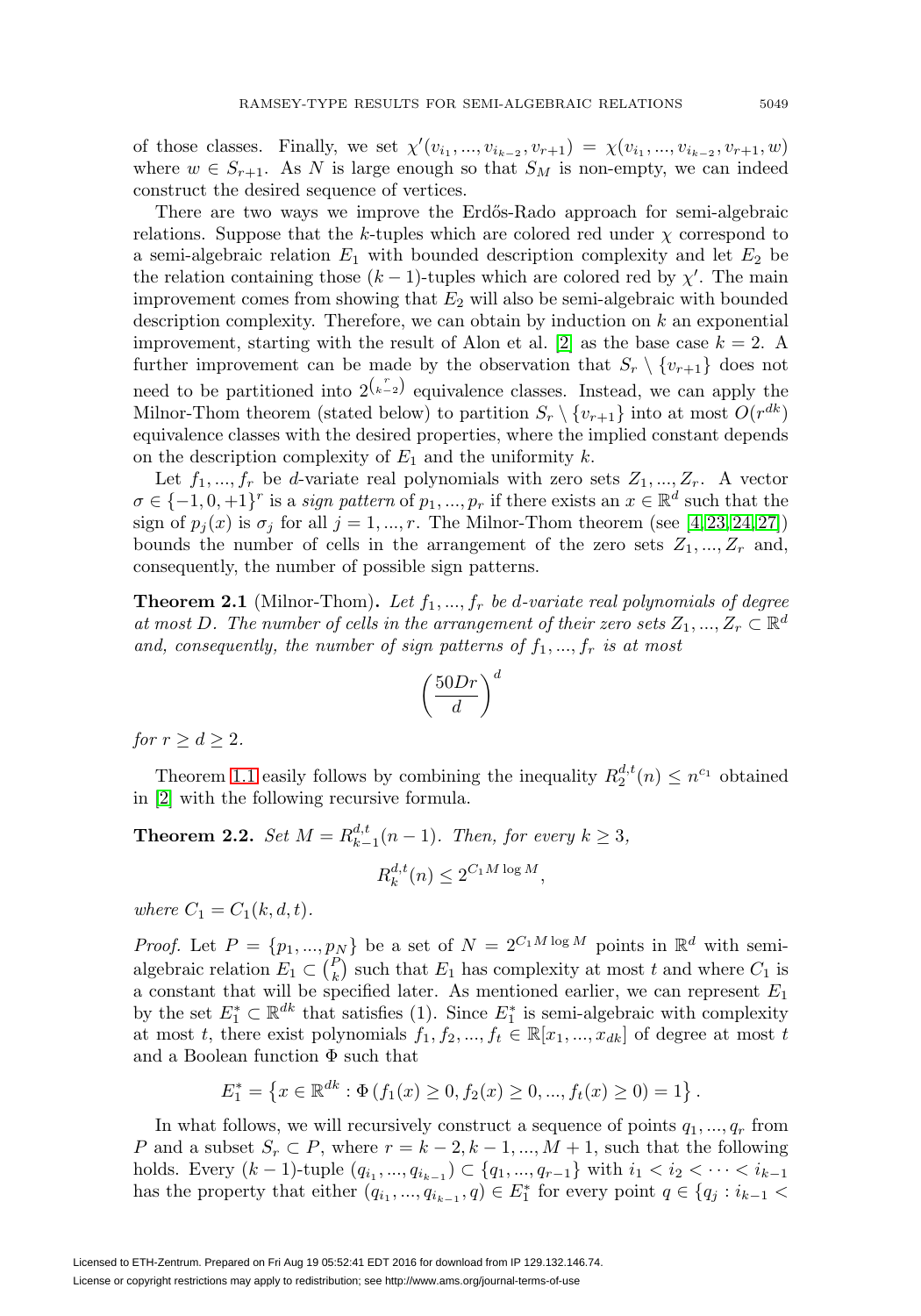of those classes. Finally, we set $\chi'(v_{i_1}, ..., v_{i_{k-2}}, v_{r+1}) = \chi(v_{i_1}, ..., v_{i_{k-2}}, v_{r+1}, w)$ where $w \in S_{r+1}$. As $N$ is large enough so that $S_M$ is non-empty, we can indeed construct the desired sequence of vertices.

There are two ways we improve the Erdős-Rado approach for semi-algebraic relations. Suppose that the $k$-tuples which are colored red under $\chi$ correspond to a semi-algebraic relation $E_1$ with bounded description complexity and let $E_2$ be the relation containing those $(k-1)$-tuples which are colored red by $\chi'$. The main improvement comes from showing that $E_2$ will also be semi-algebraic with bounded description complexity. Therefore, we can obtain by induction on $k$ an exponential improvement, starting with the result of Alon et al. [2] as the base case $k = 2$. A further improvement can be made by the observation that $S_r \setminus \{v_{r+1}\}$ does not need to be partitioned into $2^{\binom{r}{k-2}}$ equivalence classes. Instead, we can apply the Milnor-Thom theorem (stated below) to partition $S_r \setminus \{v_{r+1}\}$ into at most $O(r^{dk})$ equivalence classes with the desired properties, where the implied constant depends on the description complexity of $E_1$ and the uniformity $k$.

Let $f_1, ..., f_r$ be $d$-variate real polynomials with zero sets $Z_1, ..., Z_r$. A vector $\sigma \in \{-1, 0, +1\}^r$ is a *sign pattern* of $p_1, ..., p_r$ if there exists an $x \in \mathbb{R}^d$ such that the sign of $p_j(x)$ is $\sigma_j$ for all $j = 1, ..., r$. The Milnor-Thom theorem (see [4, 23, 24, 27]) bounds the number of cells in the arrangement of the zero sets $Z_1, ..., Z_r$ and, consequently, the number of possible sign patterns.

**Theorem 2.1** (Milnor-Thom). *Let $f_1, ..., f_r$ be $d$-variate real polynomials of degree at most $D$. The number of cells in the arrangement of their zero sets $Z_1, ..., Z_r \subset \mathbb{R}^d$ and, consequently, the number of sign patterns of $f_1, ..., f_r$ is at most*

$$\left(\frac{50Dr}{d}\right)^d$$

*for $r \geq d \geq 2$.*

Theorem 1.1 easily follows by combining the inequality $R_2^{d,t}(n) \leq n^{c_1}$ obtained in [2] with the following recursive formula.

**Theorem 2.2.** *Set $M = R_{k-1}^{d,t}(n-1)$. Then, for every $k \geq 3$,*

$$R_k^{d,t}(n) \leq 2^{C_1 M \log M},$$

*where $C_1 = C_1(k, d, t)$.*

*Proof.* Let $P = \{p_1, ..., p_N\}$ be a set of $N = 2^{C_1 M \log M}$ points in $\mathbb{R}^d$ with semi-algebraic relation $E_1 \subset \binom{P}{k}$ such that $E_1$ has complexity at most $t$ and where $C_1$ is a constant that will be specified later. As mentioned earlier, we can represent $E_1$ by the set $E_1^* \subset \mathbb{R}^{dk}$ that satisfies (1). Since $E_1^*$ is semi-algebraic with complexity at most $t$, there exist polynomials $f_1, f_2, ..., f_t \in \mathbb{R}[x_1, ..., x_{dk}]$ of degree at most $t$ and a Boolean function $\Phi$ such that

$$E_1^* = \left\{x \in \mathbb{R}^{dk} : \Phi\left(f_1(x) \geq 0, f_2(x) \geq 0, ..., f_t(x) \geq 0\right) = 1\right\}.$$

In what follows, we will recursively construct a sequence of points $q_1, ..., q_r$ from $P$ and a subset $S_r \subset P$, where $r = k-2, k-1, ..., M+1$, such that the following holds. Every $(k-1)$-tuple $(q_{i_1}, ..., q_{i_{k-1}}) \subset \{q_1, ..., q_{r-1}\}$ with $i_1 < i_2 < \cdots < i_{k-1}$ has the property that either $(q_{i_1}, ..., q_{i_{k-1}}, q) \in E_1^*$ for every point $q \in \{q_j : i_{k-1} <$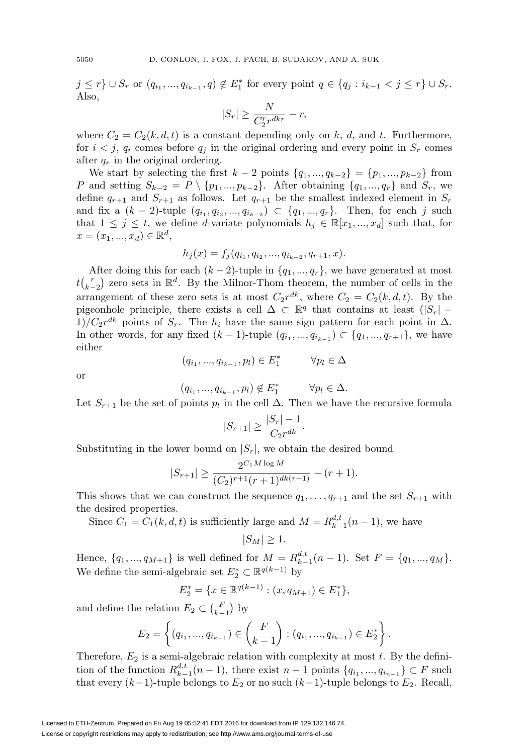$j \leq r\} \cup S_r$ or $(q_{i_1}, ..., q_{i_{k-1}}, q) \notin E_1^*$ for every point $q \in \{q_j : i_{k-1} < j \leq r\} \cup S_r$. Also,

$$|S_r| \geq \frac{N}{C_2^r r^{dkr}} - r,$$

where $C_2 = C_2(k, d, t)$ is a constant depending only on $k$, $d$, and $t$. Furthermore, for $i < j$, $q_i$ comes before $q_j$ in the original ordering and every point in $S_r$ comes after $q_r$ in the original ordering.

We start by selecting the first $k-2$ points $\{q_1, ..., q_{k-2}\} = \{p_1, ..., p_{k-2}\}$ from $P$ and setting $S_{k-2} = P \setminus \{p_1, ..., p_{k-2}\}$. After obtaining $\{q_1, ..., q_r\}$ and $S_r$, we define $q_{r+1}$ and $S_{r+1}$ as follows. Let $q_{r+1}$ be the smallest indexed element in $S_r$ and fix a $(k-2)$-tuple $(q_{i_1}, q_{i_2}, ..., q_{i_{k-2}}) \subset \{q_1, ..., q_r\}$. Then, for each $j$ such that $1 \leq j \leq t$, we define $d$-variate polynomials $h_j \in \mathbb{R}[x_1, ..., x_d]$ such that, for $x = (x_1, ..., x_d) \in \mathbb{R}^d$,

$$h_j(x) = f_j(q_{i_1}, q_{i_2}, ..., q_{i_{k-2}}, q_{r+1}, x).$$

After doing this for each $(k-2)$-tuple in $\{q_1, ..., q_r\}$, we have generated at most $t\binom{r}{k-2}$ zero sets in $\mathbb{R}^d$. By the Milnor-Thom theorem, the number of cells in the arrangement of these zero sets is at most $C_2 r^{dk}$, where $C_2 = C_2(k, d, t)$. By the pigeonhole principle, there exists a cell $\Delta \subset \mathbb{R}^q$ that contains at least $(|S_r| - 1)/C_2 r^{dk}$ points of $S_r$. The $h_i$ have the same sign pattern for each point in $\Delta$. In other words, for any fixed $(k-1)$-tuple $(q_{i_1}, ..., q_{i_{k-1}}) \subset \{q_1, ..., q_{r+1}\}$, we have either

$$(q_{i_1}, ..., q_{i_{k-1}}, p_l) \in E_1^* \qquad \forall p_l \in \Delta$$

or

$$(q_{i_1}, ..., q_{i_{k-1}}, p_l) \notin E_1^* \qquad \forall p_l \in \Delta.$$

Let $S_{r+1}$ be the set of points $p_l$ in the cell $\Delta$. Then we have the recursive formula

$$|S_{r+1}| \geq \frac{|S_r| - 1}{C_2 r^{dk}}.$$

Substituting in the lower bound on $|S_r|$, we obtain the desired bound

$$|S_{r+1}| \geq \frac{2^{C_1 M \log M}}{(C_2)^{r+1}(r+1)^{dk(r+1)}} - (r+1).$$

This shows that we can construct the sequence $q_1, \ldots, q_{r+1}$ and the set $S_{r+1}$ with the desired properties.

Since $C_1 = C_1(k, d, t)$ is sufficiently large and $M = R_{k-1}^{d,t}(n-1)$, we have

$$|S_M| \geq 1.$$

Hence, $\{q_1, ..., q_{M+1}\}$ is well defined for $M = R_{k-1}^{d,t}(n-1)$. Set $F = \{q_1, ..., q_M\}$. We define the semi-algebraic set $E_2^* \subset \mathbb{R}^{q(k-1)}$ by

$$E_2^* = \{x \in \mathbb{R}^{q(k-1)} : (x, q_{M+1}) \in E_1^*\},$$

and define the relation $E_2 \subset \binom{F}{k-1}$ by

$$E_2 = \left\{ (q_{i_1}, ..., q_{i_{k-1}}) \in \binom{F}{k-1} : (q_{i_1}, ..., q_{i_{k-1}}) \in E_2^* \right\}.$$

Therefore, $E_2$ is a semi-algebraic relation with complexity at most $t$. By the definition of the function $R_{k-1}^{d,t}(n-1)$, there exist $n-1$ points $\{q_{i_1}, ..., q_{i_{n-1}}\} \subset F$ such that every $(k-1)$-tuple belongs to $E_2$ or no such $(k-1)$-tuple belongs to $E_2$. Recall,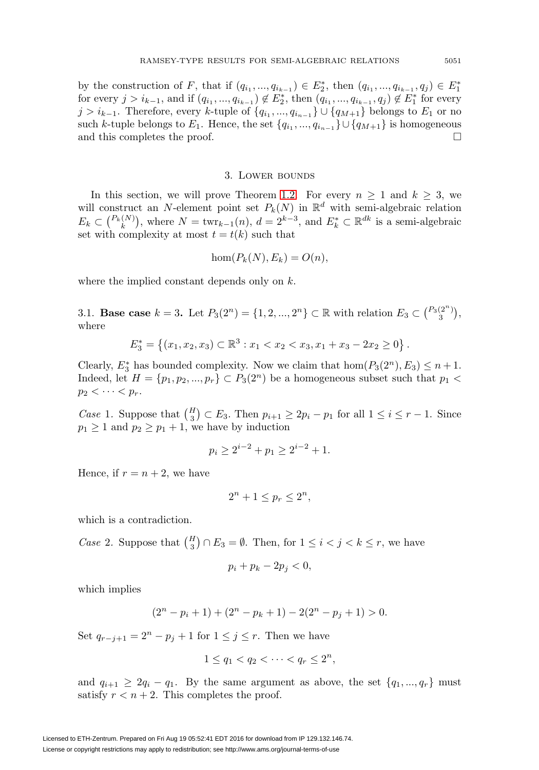by the construction of $F$, that if $(q_{i_1}, ..., q_{i_{k-1}}) \in E_2^*$, then $(q_{i_1}, ..., q_{i_{k-1}}, q_j) \in E_1^*$ for every $j > i_{k-1}$, and if $(q_{i_1}, ..., q_{i_{k-1}}) \notin E_2^*$, then $(q_{i_1}, ..., q_{i_{k-1}}, q_j) \notin E_1^*$ for every $j > i_{k-1}$. Therefore, every $k$-tuple of $\{q_{i_1}, ..., q_{i_{n-1}}\} \cup \{q_{M+1}\}$ belongs to $E_1$ or no such $k$-tuple belongs to $E_1$. Hence, the set $\{q_{i_1}, ..., q_{i_{n-1}}\} \cup \{q_{M+1}\}$ is homogeneous and this completes the proof. $\square$

## 3. Lower bounds

In this section, we will prove Theorem 1.2. For every $n \geq 1$ and $k \geq 3$, we will construct an $N$-element point set $P_k(N)$ in $\mathbb{R}^d$ with semi-algebraic relation $E_k \subset \binom{P_k(N)}{k}$, where $N = \text{twr}_{k-1}(n)$, $d = 2^{k-3}$, and $E_k^* \subset \mathbb{R}^{dk}$ is a semi-algebraic set with complexity at most $t = t(k)$ such that

$$\text{hom}(P_k(N), E_k) = O(n),$$

where the implied constant depends only on $k$.

3.1. **Base case $k = 3$.** Let $P_3(2^n) = \{1, 2, ..., 2^n\} \subset \mathbb{R}$ with relation $E_3 \subset \binom{P_3(2^n)}{3}$, where

$$E_3^* = \left\{(x_1, x_2, x_3) \subset \mathbb{R}^3 : x_1 < x_2 < x_3, x_1 + x_3 - 2x_2 \geq 0\right\}.$$

Clearly, $E_3^*$ has bounded complexity. Now we claim that $\text{hom}(P_3(2^n), E_3) \leq n + 1$. Indeed, let $H = \{p_1, p_2, ..., p_r\} \subset P_3(2^n)$ be a homogeneous subset such that $p_1 < p_2 < \cdots < p_r$.

*Case* 1. Suppose that $\binom{H}{3} \subset E_3$. Then $p_{i+1} \geq 2p_i - p_1$ for all $1 \leq i \leq r - 1$. Since $p_1 \geq 1$ and $p_2 \geq p_1 + 1$, we have by induction

$$p_i \geq 2^{i-2} + p_1 \geq 2^{i-2} + 1.$$

Hence, if $r = n + 2$, we have

$$2^n + 1 \leq p_r \leq 2^n,$$

which is a contradiction.

*Case* 2. Suppose that $\binom{H}{3} \cap E_3 = \emptyset$. Then, for $1 \leq i < j < k \leq r$, we have

$$p_i + p_k - 2p_j < 0,$$

which implies

$$(2^n - p_i + 1) + (2^n - p_k + 1) - 2(2^n - p_j + 1) > 0.$$

Set $q_{r-j+1} = 2^n - p_j + 1$ for $1 \leq j \leq r$. Then we have

$$1 \leq q_1 < q_2 < \cdots < q_r \leq 2^n,$$

and $q_{i+1} \geq 2q_i - q_1$. By the same argument as above, the set $\{q_1, ..., q_r\}$ must satisfy $r < n + 2$. This completes the proof.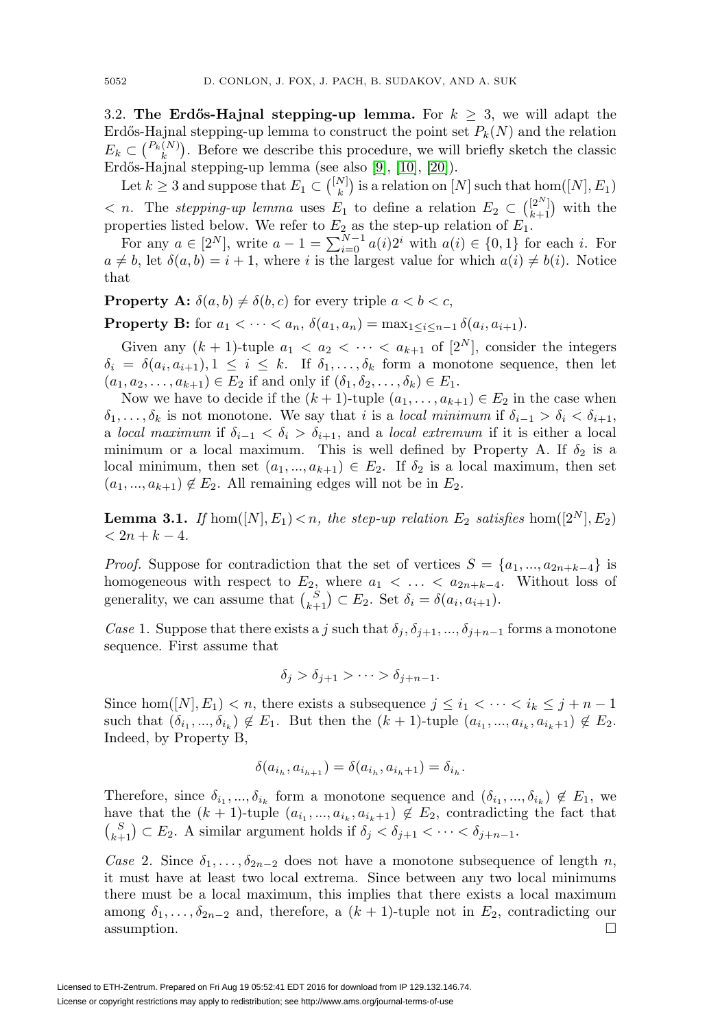3.2. **The Erdős-Hajnal stepping-up lemma.** For $k \geq 3$, we will adapt the Erdős-Hajnal stepping-up lemma to construct the point set $P_k(N)$ and the relation $E_k \subset \binom{P_k(N)}{k}$. Before we describe this procedure, we will briefly sketch the classic Erdős-Hajnal stepping-up lemma (see also [9], [10], [20]).

Let $k \geq 3$ and suppose that $E_1 \subset \binom{[N]}{k}$ is a relation on $[N]$ such that $\hom([N], E_1) < n$. The *stepping-up lemma* uses $E_1$ to define a relation $E_2 \subset \binom{[2^N]}{k+1}$ with the properties listed below. We refer to $E_2$ as the step-up relation of $E_1$.

For any $a \in [2^N]$, write $a - 1 = \sum_{i=0}^{N-1} a(i)2^i$ with $a(i) \in \{0, 1\}$ for each $i$. For $a \neq b$, let $\delta(a, b) = i + 1$, where $i$ is the largest value for which $a(i) \neq b(i)$. Notice that

**Property A:** $\delta(a, b) \neq \delta(b, c)$ for every triple $a < b < c$,

**Property B:** for $a_1 < \cdots < a_n$, $\delta(a_1, a_n) = \max_{1 \leq i \leq n-1} \delta(a_i, a_{i+1})$.

Given any $(k+1)$-tuple $a_1 < a_2 < \cdots < a_{k+1}$ of $[2^N]$, consider the integers $\delta_i = \delta(a_i, a_{i+1}), 1 \leq i \leq k$. If $\delta_1, \ldots, \delta_k$ form a monotone sequence, then let $(a_1, a_2, \ldots, a_{k+1}) \in E_2$ if and only if $(\delta_1, \delta_2, \ldots, \delta_k) \in E_1$.

Now we have to decide if the $(k+1)$-tuple $(a_1, \ldots, a_{k+1}) \in E_2$ in the case when $\delta_1, \ldots, \delta_k$ is not monotone. We say that $i$ is a *local minimum* if $\delta_{i-1} > \delta_i < \delta_{i+1}$, a *local maximum* if $\delta_{i-1} < \delta_i > \delta_{i+1}$, and a *local extremum* if it is either a local minimum or a local maximum. This is well defined by Property A. If $\delta_2$ is a local minimum, then set $(a_1, ..., a_{k+1}) \in E_2$. If $\delta_2$ is a local maximum, then set $(a_1, ..., a_{k+1}) \notin E_2$. All remaining edges will not be in $E_2$.

**Lemma 3.1.** *If* $\hom([N], E_1) < n$*, the step-up relation* $E_2$ *satisfies* $\hom([2^N], E_2) < 2n + k - 4$.

*Proof.* Suppose for contradiction that the set of vertices $S = \{a_1, ..., a_{2n+k-4}\}$ is homogeneous with respect to $E_2$, where $a_1 < \ldots < a_{2n+k-4}$. Without loss of generality, we can assume that $\binom{S}{k+1} \subset E_2$. Set $\delta_i = \delta(a_i, a_{i+1})$.

*Case* 1. Suppose that there exists a $j$ such that $\delta_j, \delta_{j+1}, ..., \delta_{j+n-1}$ forms a monotone sequence. First assume that

$$\delta_j > \delta_{j+1} > \cdots > \delta_{j+n-1}.$$

Since $\hom([N], E_1) < n$, there exists a subsequence $j \leq i_1 < \cdots < i_k \leq j + n - 1$ such that $(\delta_{i_1}, ..., \delta_{i_k}) \notin E_1$. But then the $(k+1)$-tuple $(a_{i_1}, ..., a_{i_k}, a_{i_k+1}) \notin E_2$. Indeed, by Property B,

$$\delta(a_{i_h}, a_{i_{h+1}}) = \delta(a_{i_h}, a_{i_h+1}) = \delta_{i_h}.$$

Therefore, since $\delta_{i_1}, ..., \delta_{i_k}$ form a monotone sequence and $(\delta_{i_1}, ..., \delta_{i_k}) \notin E_1$, we have that the $(k+1)$-tuple $(a_{i_1}, ..., a_{i_k}, a_{i_k+1}) \notin E_2$, contradicting the fact that $\binom{S}{k+1} \subset E_2$. A similar argument holds if $\delta_j < \delta_{j+1} < \cdots < \delta_{j+n-1}$.

*Case* 2. Since $\delta_1, \ldots, \delta_{2n-2}$ does not have a monotone subsequence of length $n$, it must have at least two local extrema. Since between any two local minimums there must be a local maximum, this implies that there exists a local maximum among $\delta_1, \ldots, \delta_{2n-2}$ and, therefore, a $(k+1)$-tuple not in $E_2$, contradicting our assumption. $\square$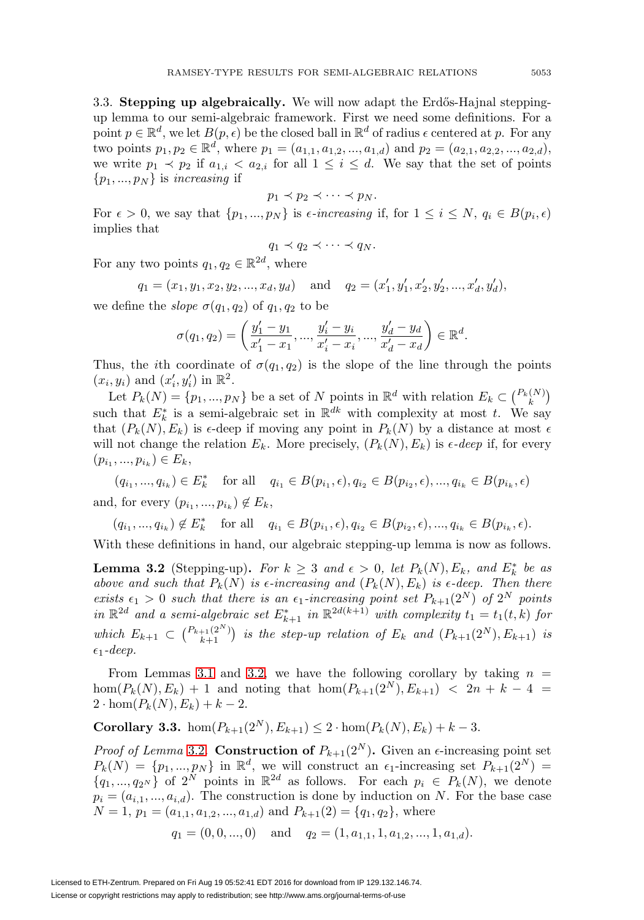3.3. **Stepping up algebraically.** We will now adapt the Erdős-Hajnal stepping-up lemma to our semi-algebraic framework. First we need some definitions. For a point $p \in \mathbb{R}^d$, we let $B(p,\epsilon)$ be the closed ball in $\mathbb{R}^d$ of radius $\epsilon$ centered at $p$. For any two points $p_1, p_2 \in \mathbb{R}^d$, where $p_1 = (a_{1,1}, a_{1,2}, ..., a_{1,d})$ and $p_2 = (a_{2,1}, a_{2,2}, ..., a_{2,d})$, we write $p_1 \prec p_2$ if $a_{1,i} < a_{2,i}$ for all $1 \leq i \leq d$. We say that the set of points $\{p_1, ..., p_N\}$ is *increasing* if

$$p_1 \prec p_2 \prec \cdots \prec p_N.$$

For $\epsilon > 0$, we say that $\{p_1, ..., p_N\}$ is *$\epsilon$-increasing* if, for $1 \leq i \leq N$, $q_i \in B(p_i, \epsilon)$ implies that

$$q_1 \prec q_2 \prec \cdots \prec q_N.$$

For any two points $q_1, q_2 \in \mathbb{R}^{2d}$, where

$$q_1 = (x_1, y_1, x_2, y_2, ..., x_d, y_d) \quad \text{and} \quad q_2 = (x_1', y_1', x_2', y_2', ..., x_d', y_d'),$$

we define the *slope* $\sigma(q_1, q_2)$ of $q_1, q_2$ to be

$$\sigma(q_1, q_2) = \left( \frac{y_1' - y_1}{x_1' - x_1}, ..., \frac{y_i' - y_i}{x_i' - x_i}, ..., \frac{y_d' - y_d}{x_d' - x_d} \right) \in \mathbb{R}^d.$$

Thus, the $i$th coordinate of $\sigma(q_1, q_2)$ is the slope of the line through the points $(x_i, y_i)$ and $(x_i', y_i')$ in $\mathbb{R}^2$.

Let $P_k(N) = \{p_1, ..., p_N\}$ be a set of $N$ points in $\mathbb{R}^d$ with relation $E_k \subset \binom{P_k(N)}{k}$ such that $E_k^*$ is a semi-algebraic set in $\mathbb{R}^{dk}$ with complexity at most $t$. We say that $(P_k(N), E_k)$ is $\epsilon$-deep if moving any point in $P_k(N)$ by a distance at most $\epsilon$ will not change the relation $E_k$. More precisely, $(P_k(N), E_k)$ is *$\epsilon$-deep* if, for every $(p_{i_1}, ..., p_{i_k}) \in E_k$,

$$(q_{i_1}, ..., q_{i_k}) \in E_k^* \quad \text{for all} \quad q_{i_1} \in B(p_{i_1}, \epsilon), q_{i_2} \in B(p_{i_2}, \epsilon), ..., q_{i_k} \in B(p_{i_k}, \epsilon)$$

and, for every $(p_{i_1}, ..., p_{i_k}) \notin E_k$,

$$(q_{i_1}, ..., q_{i_k}) \notin E_k^* \quad \text{for all} \quad q_{i_1} \in B(p_{i_1}, \epsilon), q_{i_2} \in B(p_{i_2}, \epsilon), ..., q_{i_k} \in B(p_{i_k}, \epsilon).$$

With these definitions in hand, our algebraic stepping-up lemma is now as follows.

**Lemma 3.2** (Stepping-up)**.** *For $k \geq 3$ and $\epsilon > 0$, let $P_k(N), E_k$, and $E_k^*$ be as above and such that $P_k(N)$ is $\epsilon$-increasing and $(P_k(N), E_k)$ is $\epsilon$-deep. Then there exists $\epsilon_1 > 0$ such that there is an $\epsilon_1$-increasing point set $P_{k+1}(2^N)$ of $2^N$ points in $\mathbb{R}^{2d}$ and a semi-algebraic set $E_{k+1}^*$ in $\mathbb{R}^{2d(k+1)}$ with complexity $t_1 = t_1(t,k)$ for which $E_{k+1} \subset \binom{P_{k+1}(2^N)}{k+1}$ is the step-up relation of $E_k$ and $(P_{k+1}(2^N), E_{k+1})$ is $\epsilon_1$-deep.*

From Lemmas 3.1 and 3.2, we have the following corollary by taking $n = \hom(P_k(N), E_k) + 1$ and noting that $\hom(P_{k+1}(2^N), E_{k+1}) < 2n + k - 4 = 2 \cdot \hom(P_k(N), E_k) + k - 2$.

**Corollary 3.3.** $\hom(P_{k+1}(2^N), E_{k+1}) \leq 2 \cdot \hom(P_k(N), E_k) + k - 3$.

*Proof of Lemma* 3.2. **Construction of $P_{k+1}(2^N)$.** Given an $\epsilon$-increasing point set $P_k(N) = \{p_1, ..., p_N\}$ in $\mathbb{R}^d$, we will construct an $\epsilon_1$-increasing set $P_{k+1}(2^N) = \{q_1, ..., q_{2^N}\}$ of $2^N$ points in $\mathbb{R}^{2d}$ as follows. For each $p_i \in P_k(N)$, we denote $p_i = (a_{i,1}, ..., a_{i,d})$. The construction is done by induction on $N$. For the base case $N = 1$, $p_1 = (a_{1,1}, a_{1,2}, ..., a_{1,d})$ and $P_{k+1}(2) = \{q_1, q_2\}$, where

$$q_1 = (0, 0, ..., 0) \quad \text{and} \quad q_2 = (1, a_{1,1}, 1, a_{1,2}, ..., 1, a_{1,d}).$$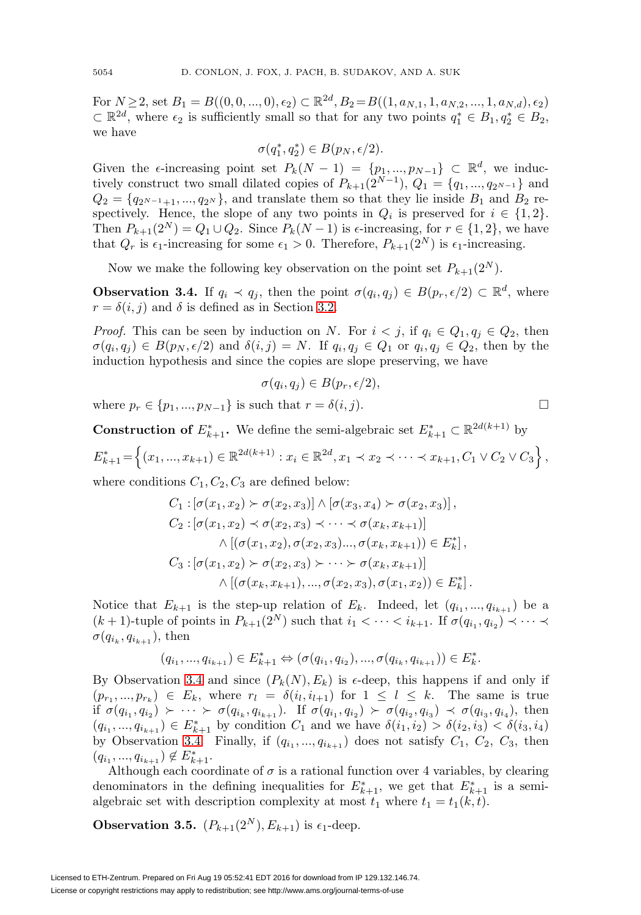For $N \geq 2$, set $B_1 = B((0,0,...,0), \epsilon_2) \subset \mathbb{R}^{2d}$, $B_2 = B((1, a_{N,1}, 1, a_{N,2}, ..., 1, a_{N,d}), \epsilon_2) \subset \mathbb{R}^{2d}$, where $\epsilon_2$ is sufficiently small so that for any two points $q_1^* \in B_1, q_2^* \in B_2$, we have

$$\sigma(q_1^*, q_2^*) \in B(p_N, \epsilon/2).$$

Given the $\epsilon$-increasing point set $P_k(N-1) = \{p_1, ..., p_{N-1}\} \subset \mathbb{R}^d$, we inductively construct two small dilated copies of $P_{k+1}(2^{N-1})$, $Q_1 = \{q_1, ..., q_{2^{N-1}}\}$ and $Q_2 = \{q_{2^{N-1}+1}, ..., q_{2^N}\}$, and translate them so that they lie inside $B_1$ and $B_2$ respectively. Hence, the slope of any two points in $Q_i$ is preserved for $i \in \{1,2\}$. Then $P_{k+1}(2^N) = Q_1 \cup Q_2$. Since $P_k(N-1)$ is $\epsilon$-increasing, for $r \in \{1,2\}$, we have that $Q_r$ is $\epsilon_1$-increasing for some $\epsilon_1 > 0$. Therefore, $P_{k+1}(2^N)$ is $\epsilon_1$-increasing.

Now we make the following key observation on the point set $P_{k+1}(2^N)$.

**Observation 3.4.** *If $q_i \prec q_j$, then the point $\sigma(q_i, q_j) \in B(p_r, \epsilon/2) \subset \mathbb{R}^d$, where $r = \delta(i,j)$ and $\delta$ is defined as in Section 3.2.*

*Proof.* This can be seen by induction on $N$. For $i < j$, if $q_i \in Q_1, q_j \in Q_2$, then $\sigma(q_i, q_j) \in B(p_N, \epsilon/2)$ and $\delta(i,j) = N$. If $q_i, q_j \in Q_1$ or $q_i, q_j \in Q_2$, then by the induction hypothesis and since the copies are slope preserving, we have

$$\sigma(q_i, q_j) \in B(p_r, \epsilon/2),$$

where $p_r \in \{p_1, ..., p_{N-1}\}$ is such that $r = \delta(i,j)$. □

**Construction of $E^*_{k+1}$.** We define the semi-algebraic set $E^*_{k+1} \subset \mathbb{R}^{2d(k+1)}$ by

$$E^*_{k+1} = \left\{(x_1, ..., x_{k+1}) \in \mathbb{R}^{2d(k+1)} : x_i \in \mathbb{R}^{2d}, x_1 \prec x_2 \prec \cdots \prec x_{k+1}, C_1 \vee C_2 \vee C_3\right\},$$

where conditions $C_1, C_2, C_3$ are defined below:

$$\begin{aligned}
C_1 &: [\sigma(x_1, x_2) \succ \sigma(x_2, x_3)] \wedge [\sigma(x_3, x_4) \succ \sigma(x_2, x_3)], \\
C_2 &: [\sigma(x_1, x_2) \prec \sigma(x_2, x_3) \prec \cdots \prec \sigma(x_k, x_{k+1})] \\
&\quad \wedge [(\sigma(x_1, x_2), \sigma(x_2, x_3) ..., \sigma(x_k, x_{k+1})) \in E^*_k], \\
C_3 &: [\sigma(x_1, x_2) \succ \sigma(x_2, x_3) \succ \cdots \succ \sigma(x_k, x_{k+1})] \\
&\quad \wedge [(\sigma(x_k, x_{k+1}), ..., \sigma(x_2, x_3), \sigma(x_1, x_2)) \in E^*_k].
\end{aligned}$$

Notice that $E_{k+1}$ is the step-up relation of $E_k$. Indeed, let $(q_{i_1}, ..., q_{i_{k+1}})$ be a $(k+1)$-tuple of points in $P_{k+1}(2^N)$ such that $i_1 < \cdots < i_{k+1}$. If $\sigma(q_{i_1}, q_{i_2}) \prec \cdots \prec \sigma(q_{i_k}, q_{i_{k+1}})$, then

$$(q_{i_1}, ..., q_{i_{k+1}}) \in E^*_{k+1} \Leftrightarrow (\sigma(q_{i_1}, q_{i_2}), ..., \sigma(q_{i_k}, q_{i_{k+1}})) \in E^*_k.$$

By Observation 3.4 and since $(P_k(N), E_k)$ is $\epsilon$-deep, this happens if and only if $(p_{r_1}, ..., p_{r_k}) \in E_k$, where $r_l = \delta(i_l, i_{l+1})$ for $1 \leq l \leq k$. The same is true if $\sigma(q_{i_1}, q_{i_2}) \succ \cdots \succ \sigma(q_{i_k}, q_{i_{k+1}})$. If $\sigma(q_{i_1}, q_{i_2}) \succ \sigma(q_{i_2}, q_{i_3}) \prec \sigma(q_{i_3}, q_{i_4})$, then $(q_{i_1}, ..., q_{i_{k+1}}) \in E^*_{k+1}$ by condition $C_1$ and we have $\delta(i_1, i_2) > \delta(i_2, i_3) < \delta(i_3, i_4)$ by Observation 3.4. Finally, if $(q_{i_1}, ..., q_{i_{k+1}})$ does not satisfy $C_1$, $C_2$, $C_3$, then $(q_{i_1}, ..., q_{i_{k+1}}) \notin E^*_{k+1}$.

Although each coordinate of $\sigma$ is a rational function over 4 variables, by clearing denominators in the defining inequalities for $E^*_{k+1}$, we get that $E^*_{k+1}$ is a semi-algebraic set with description complexity at most $t_1$ where $t_1 = t_1(k,t)$.

**Observation 3.5.** $(P_{k+1}(2^N), E_{k+1})$ *is $\epsilon_1$-deep.*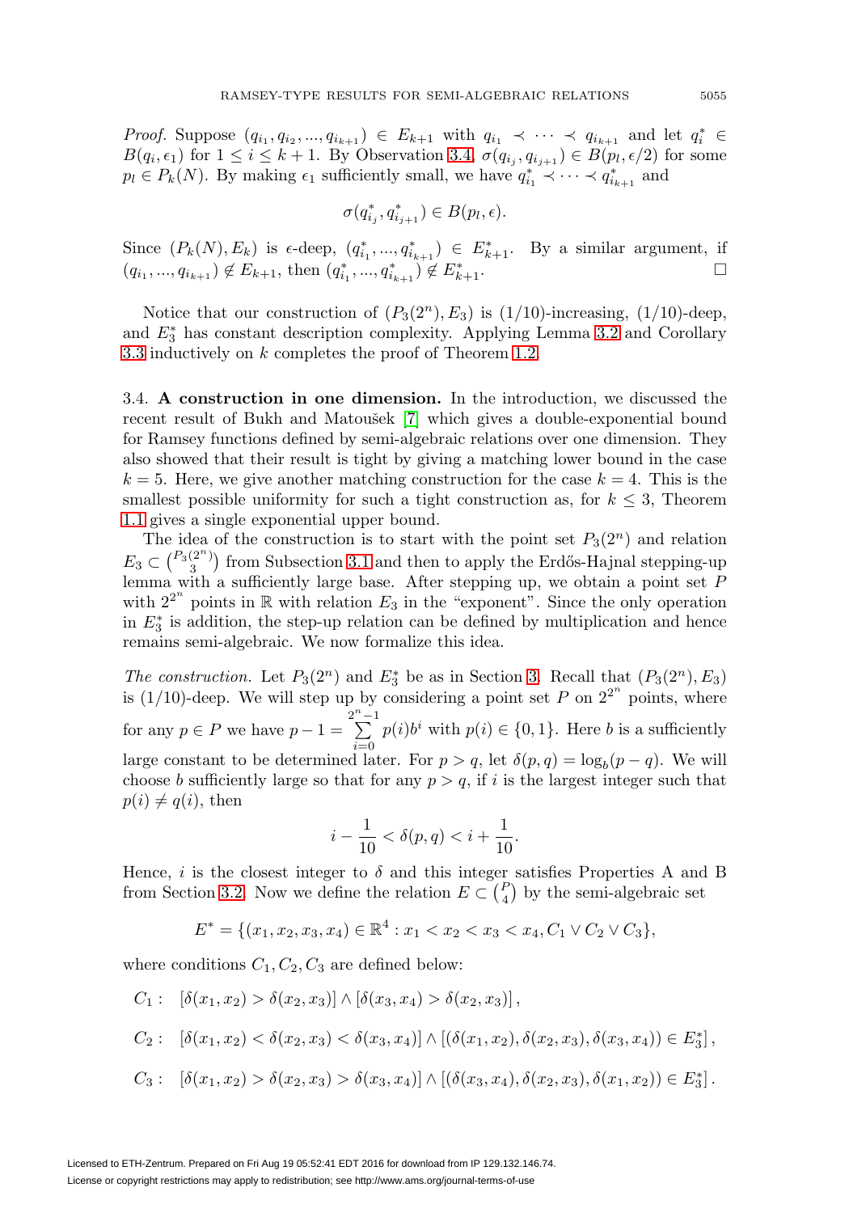*Proof.* Suppose $(q_{i_1}, q_{i_2}, ..., q_{i_{k+1}}) \in E_{k+1}$ with $q_{i_1} \prec \cdots \prec q_{i_{k+1}}$ and let $q_i^* \in B(q_i, \epsilon_1)$ for $1 \leq i \leq k+1$. By Observation 3.4, $\sigma(q_{i_j}, q_{i_{j+1}}) \in B(p_l, \epsilon/2)$ for some $p_l \in P_k(N)$. By making $\epsilon_1$ sufficiently small, we have $q_{i_1}^* \prec \cdots \prec q_{i_{k+1}}^*$ and

$$\sigma(q_{i_j}^*, q_{i_{j+1}}^*) \in B(p_l, \epsilon).$$

Since $(P_k(N), E_k)$ is $\epsilon$-deep, $(q_{i_1}^*, ..., q_{i_{k+1}}^*) \in E_{k+1}^*$. By a similar argument, if $(q_{i_1}, ..., q_{i_{k+1}}) \notin E_{k+1}$, then $(q_{i_1}^*, ..., q_{i_{k+1}}^*) \notin E_{k+1}^*$. $\square$

Notice that our construction of $(P_3(2^n), E_3)$ is $(1/10)$-increasing, $(1/10)$-deep, and $E_3^*$ has constant description complexity. Applying Lemma 3.2 and Corollary 3.3 inductively on $k$ completes the proof of Theorem 1.2.

3.4. **A construction in one dimension.** In the introduction, we discussed the recent result of Bukh and Matoušek [7] which gives a double-exponential bound for Ramsey functions defined by semi-algebraic relations over one dimension. They also showed that their result is tight by giving a matching lower bound in the case $k = 5$. Here, we give another matching construction for the case $k = 4$. This is the smallest possible uniformity for such a tight construction as, for $k \leq 3$, Theorem 1.1 gives a single exponential upper bound.

The idea of the construction is to start with the point set $P_3(2^n)$ and relation $E_3 \subset \binom{P_3(2^n)}{3}$ from Subsection 3.1 and then to apply the Erdős-Hajnal stepping-up lemma with a sufficiently large base. After stepping up, we obtain a point set $P$ with $2^{2^n}$ points in $\mathbb{R}$ with relation $E_3$ in the "exponent". Since the only operation in $E_3^*$ is addition, the step-up relation can be defined by multiplication and hence remains semi-algebraic. We now formalize this idea.

*The construction.* Let $P_3(2^n)$ and $E_3^*$ be as in Section 3. Recall that $(P_3(2^n), E_3)$ is $(1/10)$-deep. We will step up by considering a point set $P$ on $2^{2^n}$ points, where for any $p \in P$ we have $p - 1 = \sum_{i=0}^{2^n-1} p(i)b^i$ with $p(i) \in \{0, 1\}$. Here $b$ is a sufficiently large constant to be determined later. For $p > q$, let $\delta(p, q) = \log_b(p - q)$. We will choose $b$ sufficiently large so that for any $p > q$, if $i$ is the largest integer such that $p(i) \neq q(i)$, then

$$i - \frac{1}{10} < \delta(p, q) < i + \frac{1}{10}.$$

Hence, $i$ is the closest integer to $\delta$ and this integer satisfies Properties A and B from Section 3.2. Now we define the relation $E \subset \binom{P}{4}$ by the semi-algebraic set

$$E^* = \{(x_1, x_2, x_3, x_4) \in \mathbb{R}^4 : x_1 < x_2 < x_3 < x_4, C_1 \vee C_2 \vee C_3\},$$

where conditions $C_1, C_2, C_3$ are defined below:

$$C_1 : \quad [\delta(x_1, x_2) > \delta(x_2, x_3)] \wedge [\delta(x_3, x_4) > \delta(x_2, x_3)],$$

$$C_2 : \quad [\delta(x_1, x_2) < \delta(x_2, x_3) < \delta(x_3, x_4)] \wedge [(\delta(x_1, x_2), \delta(x_2, x_3), \delta(x_3, x_4)) \in E_3^*],$$

$$C_3 : \quad [\delta(x_1, x_2) > \delta(x_2, x_3) > \delta(x_3, x_4)] \wedge [(\delta(x_3, x_4), \delta(x_2, x_3), \delta(x_1, x_2)) \in E_3^*].$$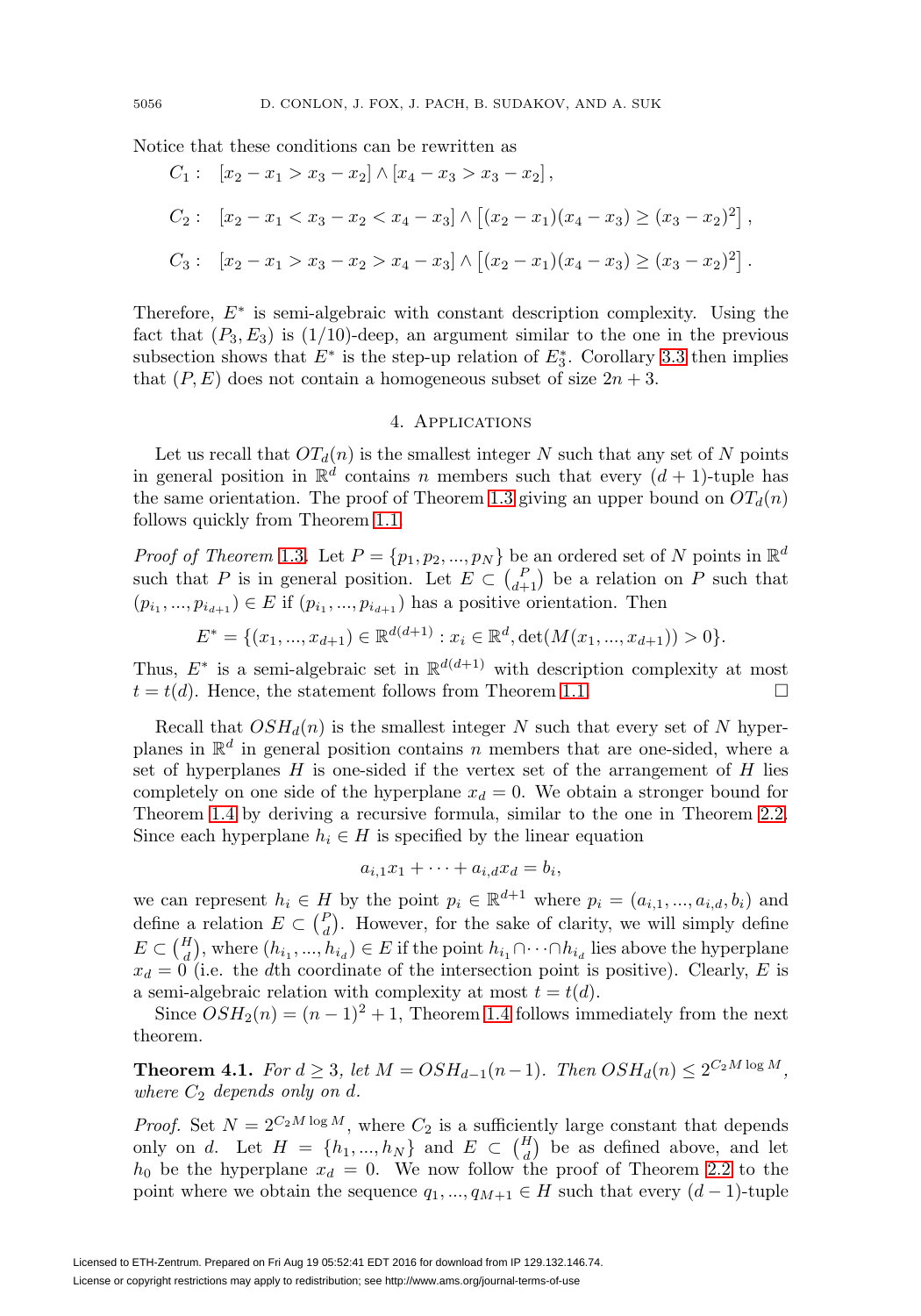Notice that these conditions can be rewritten as

$$C_1: \quad [x_2 - x_1 > x_3 - x_2] \wedge [x_4 - x_3 > x_3 - x_2],$$

$$C_2: \quad [x_2 - x_1 < x_3 - x_2 < x_4 - x_3] \wedge \left[(x_2 - x_1)(x_4 - x_3) \geq (x_3 - x_2)^2\right],$$

$$C_3: \quad [x_2 - x_1 > x_3 - x_2 > x_4 - x_3] \wedge \left[(x_2 - x_1)(x_4 - x_3) \geq (x_3 - x_2)^2\right].$$

Therefore, $E^*$ is semi-algebraic with constant description complexity. Using the fact that $(P_3, E_3)$ is $(1/10)$-deep, an argument similar to the one in the previous subsection shows that $E^*$ is the step-up relation of $E_3^*$. Corollary 3.3 then implies that $(P, E)$ does not contain a homogeneous subset of size $2n + 3$.

## 4. Applications

Let us recall that $OT_d(n)$ is the smallest integer $N$ such that any set of $N$ points in $\mathbb{R}^d$ in general position contains $n$ members such that every $(d+1)$-tuple has the same orientation. The proof of Theorem 1.3 giving an upper bound on $OT_d(n)$ follows quickly from Theorem 1.1.

*Proof of Theorem* 1.3. Let $P = \{p_1, p_2, ..., p_N\}$ be an ordered set of $N$ points in $\mathbb{R}^d$ such that $P$ is in general position. Let $E \subset \binom{P}{d+1}$ be a relation on $P$ such that $(p_{i_1}, ..., p_{i_{d+1}}) \in E$ if $(p_{i_1}, ..., p_{i_{d+1}})$ has a positive orientation. Then

$$E^* = \{(x_1, ..., x_{d+1}) \in \mathbb{R}^{d(d+1)} : x_i \in \mathbb{R}^d, \det(M(x_1, ..., x_{d+1})) > 0\}.$$

Thus, $E^*$ is a semi-algebraic set in $\mathbb{R}^{d(d+1)}$ with description complexity at most $t = t(d)$. Hence, the statement follows from Theorem 1.1. $\square$

Recall that $OSH_d(n)$ is the smallest integer $N$ such that every set of $N$ hyperplanes in $\mathbb{R}^d$ in general position contains $n$ members that are one-sided, where a set of hyperplanes $H$ is one-sided if the vertex set of the arrangement of $H$ lies completely on one side of the hyperplane $x_d = 0$. We obtain a stronger bound for Theorem 1.4 by deriving a recursive formula, similar to the one in Theorem 2.2. Since each hyperplane $h_i \in H$ is specified by the linear equation

$$a_{i,1}x_1 + \cdots + a_{i,d}x_d = b_i,$$

we can represent $h_i \in H$ by the point $p_i \in \mathbb{R}^{d+1}$ where $p_i = (a_{i,1}, ..., a_{i,d}, b_i)$ and define a relation $E \subset \binom{P}{d}$. However, for the sake of clarity, we will simply define $E \subset \binom{H}{d}$, where $(h_{i_1}, ..., h_{i_d}) \in E$ if the point $h_{i_1} \cap \cdots \cap h_{i_d}$ lies above the hyperplane $x_d = 0$ (i.e. the $d$th coordinate of the intersection point is positive). Clearly, $E$ is a semi-algebraic relation with complexity at most $t = t(d)$.

Since $OSH_2(n) = (n-1)^2 + 1$, Theorem 1.4 follows immediately from the next theorem.

**Theorem 4.1.** *For $d \geq 3$, let $M = OSH_{d-1}(n-1)$. Then $OSH_d(n) \leq 2^{C_2 M \log M}$, where $C_2$ depends only on $d$.*

*Proof.* Set $N = 2^{C_2 M \log M}$, where $C_2$ is a sufficiently large constant that depends only on $d$. Let $H = \{h_1, ..., h_N\}$ and $E \subset \binom{H}{d}$ be as defined above, and let $h_0$ be the hyperplane $x_d = 0$. We now follow the proof of Theorem 2.2 to the point where we obtain the sequence $q_1, ..., q_{M+1} \in H$ such that every $(d-1)$-tuple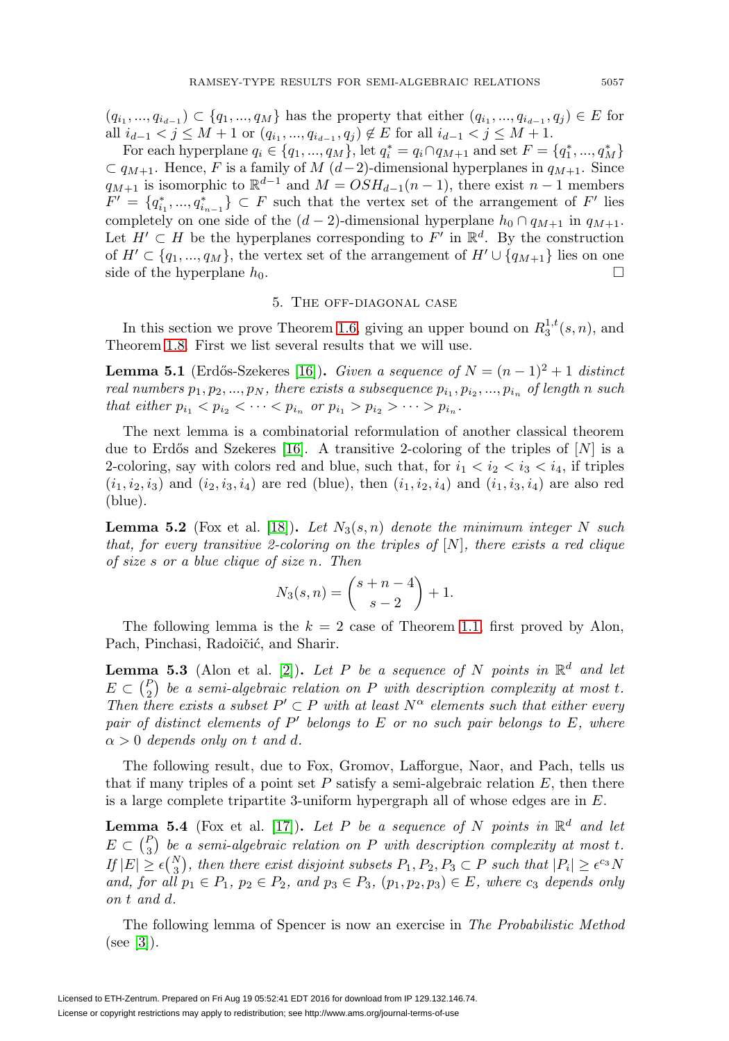$(q_{i_1},...,q_{i_{d-1}}) \subset \{q_1,...,q_M\}$ has the property that either $(q_{i_1},...,q_{i_{d-1}},q_j) \in E$ for all $i_{d-1} < j \leq M+1$ or $(q_{i_1},...,q_{i_{d-1}},q_j) \notin E$ for all $i_{d-1} < j \leq M+1$.

For each hyperplane $q_i \in \{q_1,...,q_M\}$, let $q_i^* = q_i \cap q_{M+1}$ and set $F = \{q_1^*,...,q_M^*\} \subset q_{M+1}$. Hence, $F$ is a family of $M$ $(d-2)$-dimensional hyperplanes in $q_{M+1}$. Since $q_{M+1}$ is isomorphic to $\mathbb{R}^{d-1}$ and $M = OSH_{d-1}(n-1)$, there exist $n-1$ members $F' = \{q_{i_1}^*,...,q_{i_{n-1}}^*\} \subset F$ such that the vertex set of the arrangement of $F'$ lies completely on one side of the $(d-2)$-dimensional hyperplane $h_0 \cap q_{M+1}$ in $q_{M+1}$. Let $H' \subset H$ be the hyperplanes corresponding to $F'$ in $\mathbb{R}^d$. By the construction of $H' \subset \{q_1,...,q_M\}$, the vertex set of the arrangement of $H' \cup \{q_{M+1}\}$ lies on one side of the hyperplane $h_0$. □

## 5. The off-diagonal case

In this section we prove Theorem 1.6, giving an upper bound on $R_3^{1,t}(s,n)$, and Theorem 1.8. First we list several results that we will use.

**Lemma 5.1** (Erdős-Szekeres [16]). *Given a sequence of $N = (n-1)^2+1$ distinct real numbers $p_1, p_2, ..., p_N$, there exists a subsequence $p_{i_1}, p_{i_2}, ..., p_{i_n}$ of length $n$ such that either $p_{i_1} < p_{i_2} < \cdots < p_{i_n}$ or $p_{i_1} > p_{i_2} > \cdots > p_{i_n}$.*

The next lemma is a combinatorial reformulation of another classical theorem due to Erdős and Szekeres [16]. A transitive 2-coloring of the triples of $[N]$ is a 2-coloring, say with colors red and blue, such that, for $i_1 < i_2 < i_3 < i_4$, if triples $(i_1,i_2,i_3)$ and $(i_2,i_3,i_4)$ are red (blue), then $(i_1,i_2,i_4)$ and $(i_1,i_3,i_4)$ are also red (blue).

**Lemma 5.2** (Fox et al. [18]). *Let $N_3(s,n)$ denote the minimum integer $N$ such that, for every transitive 2-coloring on the triples of $[N]$, there exists a red clique of size $s$ or a blue clique of size $n$. Then*

$$N_3(s,n) = \binom{s+n-4}{s-2} + 1.$$

The following lemma is the $k=2$ case of Theorem 1.1, first proved by Alon, Pach, Pinchasi, Radoičić, and Sharir.

**Lemma 5.3** (Alon et al. [2]). *Let $P$ be a sequence of $N$ points in $\mathbb{R}^d$ and let $E \subset \binom{P}{2}$ be a semi-algebraic relation on $P$ with description complexity at most $t$. Then there exists a subset $P' \subset P$ with at least $N^\alpha$ elements such that either every pair of distinct elements of $P'$ belongs to $E$ or no such pair belongs to $E$, where $\alpha > 0$ depends only on $t$ and $d$.*

The following result, due to Fox, Gromov, Lafforgue, Naor, and Pach, tells us that if many triples of a point set $P$ satisfy a semi-algebraic relation $E$, then there is a large complete tripartite 3-uniform hypergraph all of whose edges are in $E$.

**Lemma 5.4** (Fox et al. [17]). *Let $P$ be a sequence of $N$ points in $\mathbb{R}^d$ and let $E \subset \binom{P}{3}$ be a semi-algebraic relation on $P$ with description complexity at most $t$. If $|E| \geq \epsilon\binom{N}{3}$, then there exist disjoint subsets $P_1, P_2, P_3 \subset P$ such that $|P_i| \geq \epsilon^{c_3}N$ and, for all $p_1 \in P_1$, $p_2 \in P_2$, and $p_3 \in P_3$, $(p_1,p_2,p_3) \in E$, where $c_3$ depends only on $t$ and $d$.*

The following lemma of Spencer is now an exercise in *The Probabilistic Method* (see [3]).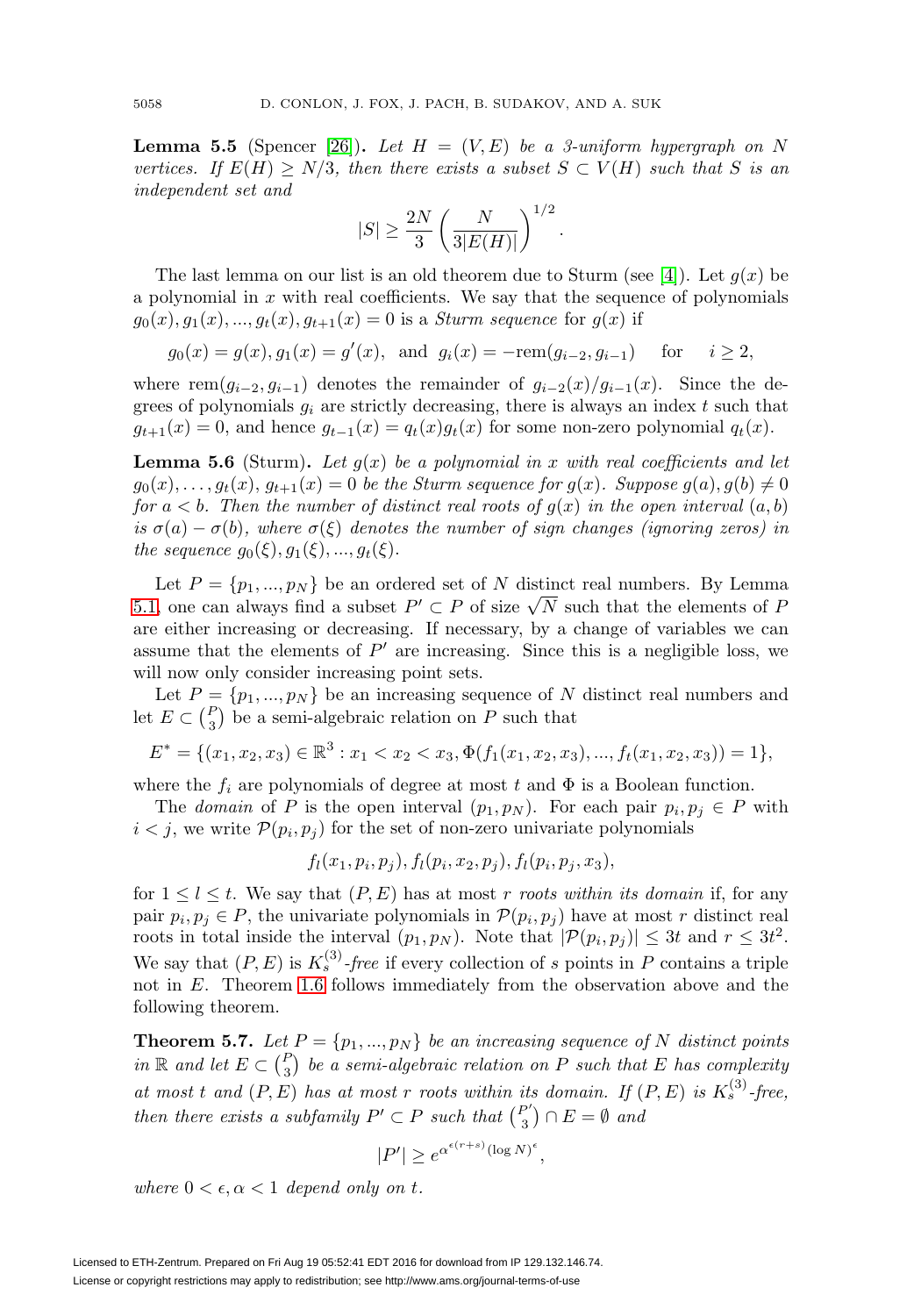**Lemma 5.5** (Spencer [26]). *Let $H = (V, E)$ be a 3-uniform hypergraph on $N$ vertices. If $E(H) \geq N/3$, then there exists a subset $S \subset V(H)$ such that $S$ is an independent set and*

$$|S| \geq \frac{2N}{3}\left(\frac{N}{3|E(H)|}\right)^{1/2}.$$

The last lemma on our list is an old theorem due to Sturm (see [4]). Let $g(x)$ be a polynomial in $x$ with real coefficients. We say that the sequence of polynomials $g_0(x), g_1(x), ..., g_t(x), g_{t+1}(x) = 0$ is a *Sturm sequence* for $g(x)$ if

$$g_0(x) = g(x), g_1(x) = g'(x), \text{ and } g_i(x) = -\text{rem}(g_{i-2}, g_{i-1}) \quad \text{for} \quad i \geq 2,$$

where $\text{rem}(g_{i-2}, g_{i-1})$ denotes the remainder of $g_{i-2}(x)/g_{i-1}(x)$. Since the degrees of polynomials $g_i$ are strictly decreasing, there is always an index $t$ such that $g_{t+1}(x) = 0$, and hence $g_{t-1}(x) = q_t(x)g_t(x)$ for some non-zero polynomial $q_t(x)$.

**Lemma 5.6** (Sturm). *Let $g(x)$ be a polynomial in $x$ with real coefficients and let $g_0(x), \ldots, g_t(x), g_{t+1}(x) = 0$ be the Sturm sequence for $g(x)$. Suppose $g(a), g(b) \neq 0$ for $a < b$. Then the number of distinct real roots of $g(x)$ in the open interval $(a, b)$ is $\sigma(a) - \sigma(b)$, where $\sigma(\xi)$ denotes the number of sign changes (ignoring zeros) in the sequence $g_0(\xi), g_1(\xi), ..., g_t(\xi)$.*

Let $P = \{p_1, ..., p_N\}$ be an ordered set of $N$ distinct real numbers. By Lemma 5.1, one can always find a subset $P' \subset P$ of size $\sqrt{N}$ such that the elements of $P$ are either increasing or decreasing. If necessary, by a change of variables we can assume that the elements of $P'$ are increasing. Since this is a negligible loss, we will now only consider increasing point sets.

Let $P = \{p_1, ..., p_N\}$ be an increasing sequence of $N$ distinct real numbers and let $E \subset \binom{P}{3}$ be a semi-algebraic relation on $P$ such that

$$E^* = \{(x_1, x_2, x_3) \in \mathbb{R}^3 : x_1 < x_2 < x_3, \Phi(f_1(x_1, x_2, x_3), ..., f_t(x_1, x_2, x_3)) = 1\},$$

where the $f_i$ are polynomials of degree at most $t$ and $\Phi$ is a Boolean function.

The *domain* of $P$ is the open interval $(p_1, p_N)$. For each pair $p_i, p_j \in P$ with $i < j$, we write $\mathcal{P}(p_i, p_j)$ for the set of non-zero univariate polynomials

$$f_l(x_1, p_i, p_j), f_l(p_i, x_2, p_j), f_l(p_i, p_j, x_3),$$

for $1 \leq l \leq t$. We say that $(P, E)$ has at most $r$ *roots within its domain* if, for any pair $p_i, p_j \in P$, the univariate polynomials in $\mathcal{P}(p_i, p_j)$ have at most $r$ distinct real roots in total inside the interval $(p_1, p_N)$. Note that $|\mathcal{P}(p_i, p_j)| \leq 3t$ and $r \leq 3t^2$. We say that $(P, E)$ is $K_s^{(3)}$*-free* if every collection of $s$ points in $P$ contains a triple not in $E$. Theorem 1.6 follows immediately from the observation above and the following theorem.

**Theorem 5.7.** *Let $P = \{p_1, ..., p_N\}$ be an increasing sequence of $N$ distinct points in $\mathbb{R}$ and let $E \subset \binom{P}{3}$ be a semi-algebraic relation on $P$ such that $E$ has complexity at most $t$ and $(P, E)$ has at most $r$ roots within its domain. If $(P, E)$ is $K_s^{(3)}$-free, then there exists a subfamily $P' \subset P$ such that $\binom{P'}{3} \cap E = \emptyset$ and*

$$|P'| \geq e^{\alpha^{\epsilon(r+s)}(\log N)^{\epsilon}},$$

*where $0 < \epsilon, \alpha < 1$ depend only on $t$.*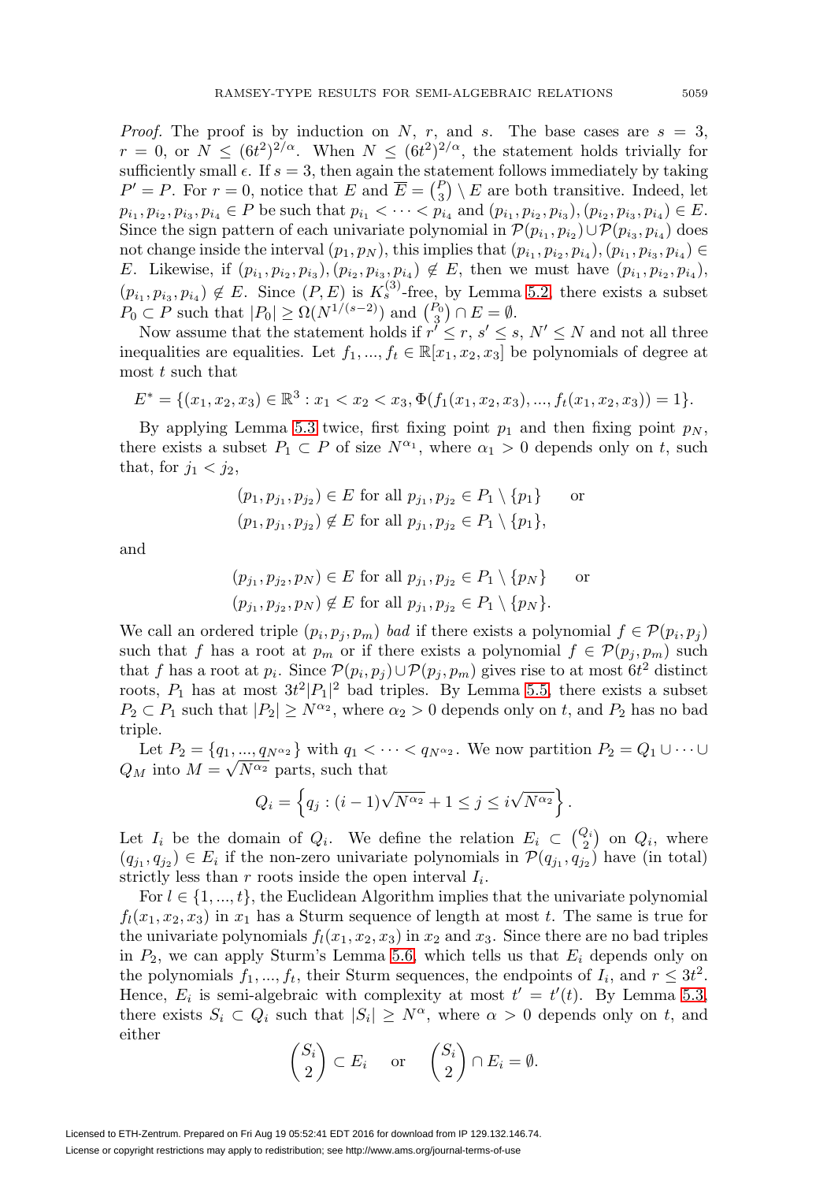*Proof.* The proof is by induction on $N$, $r$, and $s$. The base cases are $s = 3$, $r = 0$, or $N \leq (6t^2)^{2/\alpha}$. When $N \leq (6t^2)^{2/\alpha}$, the statement holds trivially for sufficiently small $\epsilon$. If $s = 3$, then again the statement follows immediately by taking $P' = P$. For $r = 0$, notice that $E$ and $\overline{E} = \binom{P}{3} \setminus E$ are both transitive. Indeed, let $p_{i_1}, p_{i_2}, p_{i_3}, p_{i_4} \in P$ be such that $p_{i_1} < \cdots < p_{i_4}$ and $(p_{i_1}, p_{i_2}, p_{i_3}), (p_{i_2}, p_{i_3}, p_{i_4}) \in E$. Since the sign pattern of each univariate polynomial in $\mathcal{P}(p_{i_1}, p_{i_2}) \cup \mathcal{P}(p_{i_3}, p_{i_4})$ does not change inside the interval $(p_1, p_N)$, this implies that $(p_{i_1}, p_{i_2}, p_{i_4}), (p_{i_1}, p_{i_3}, p_{i_4}) \in E$. Likewise, if $(p_{i_1}, p_{i_2}, p_{i_3}), (p_{i_2}, p_{i_3}, p_{i_4}) \notin E$, then we must have $(p_{i_1}, p_{i_2}, p_{i_4})$, $(p_{i_1}, p_{i_3}, p_{i_4}) \notin E$. Since $(P, E)$ is $K_s^{(3)}$-free, by Lemma 5.2, there exists a subset $P_0 \subset P$ such that $|P_0| \geq \Omega(N^{1/(s-2)})$ and $\binom{P_0}{3} \cap E = \emptyset$.

Now assume that the statement holds if $r' \leq r$, $s' \leq s$, $N' \leq N$ and not all three inequalities are equalities. Let $f_1, ..., f_t \in \mathbb{R}[x_1, x_2, x_3]$ be polynomials of degree at most $t$ such that

$$E^* = \{(x_1, x_2, x_3) \in \mathbb{R}^3 : x_1 < x_2 < x_3, \Phi(f_1(x_1, x_2, x_3), ..., f_t(x_1, x_2, x_3)) = 1\}.$$

By applying Lemma 5.3 twice, first fixing point $p_1$ and then fixing point $p_N$, there exists a subset $P_1 \subset P$ of size $N^{\alpha_1}$, where $\alpha_1 > 0$ depends only on $t$, such that, for $j_1 < j_2$,

$$\begin{aligned}
&(p_1, p_{j_1}, p_{j_2}) \in E \text{ for all } p_{j_1}, p_{j_2} \in P_1 \setminus \{p_1\} \qquad \text{or} \\
&(p_1, p_{j_1}, p_{j_2}) \notin E \text{ for all } p_{j_1}, p_{j_2} \in P_1 \setminus \{p_1\},
\end{aligned}$$

and

$$\begin{aligned}
&(p_{j_1}, p_{j_2}, p_N) \in E \text{ for all } p_{j_1}, p_{j_2} \in P_1 \setminus \{p_N\} \qquad \text{or} \\
&(p_{j_1}, p_{j_2}, p_N) \notin E \text{ for all } p_{j_1}, p_{j_2} \in P_1 \setminus \{p_N\}.
\end{aligned}$$

We call an ordered triple $(p_i, p_j, p_m)$ *bad* if there exists a polynomial $f \in \mathcal{P}(p_i, p_j)$ such that $f$ has a root at $p_m$ or if there exists a polynomial $f \in \mathcal{P}(p_j, p_m)$ such that $f$ has a root at $p_i$. Since $\mathcal{P}(p_i, p_j) \cup \mathcal{P}(p_j, p_m)$ gives rise to at most $6t^2$ distinct roots, $P_1$ has at most $3t^2|P_1|^2$ bad triples. By Lemma 5.5, there exists a subset $P_2 \subset P_1$ such that $|P_2| \geq N^{\alpha_2}$, where $\alpha_2 > 0$ depends only on $t$, and $P_2$ has no bad triple.

Let $P_2 = \{q_1, ..., q_{N^{\alpha_2}}\}$ with $q_1 < \cdots < q_{N^{\alpha_2}}$. We now partition $P_2 = Q_1 \cup \cdots \cup Q_M$ into $M = \sqrt{N^{\alpha_2}}$ parts, such that

$$Q_i = \left\{ q_j : (i-1)\sqrt{N^{\alpha_2}} + 1 \leq j \leq i\sqrt{N^{\alpha_2}} \right\}.$$

Let $I_i$ be the domain of $Q_i$. We define the relation $E_i \subset \binom{Q_i}{2}$ on $Q_i$, where $(q_{j_1}, q_{j_2}) \in E_i$ if the non-zero univariate polynomials in $\mathcal{P}(q_{j_1}, q_{j_2})$ have (in total) strictly less than $r$ roots inside the open interval $I_i$.

For $l \in \{1, ..., t\}$, the Euclidean Algorithm implies that the univariate polynomial $f_l(x_1, x_2, x_3)$ in $x_1$ has a Sturm sequence of length at most $t$. The same is true for the univariate polynomials $f_l(x_1, x_2, x_3)$ in $x_2$ and $x_3$. Since there are no bad triples in $P_2$, we can apply Sturm's Lemma 5.6, which tells us that $E_i$ depends only on the polynomials $f_1, ..., f_t$, their Sturm sequences, the endpoints of $I_i$, and $r \leq 3t^2$. Hence, $E_i$ is semi-algebraic with complexity at most $t' = t'(t)$. By Lemma 5.3, there exists $S_i \subset Q_i$ such that $|S_i| \geq N^{\alpha}$, where $\alpha > 0$ depends only on $t$, and either

$$\binom{S_i}{2} \subset E_i \quad \text{ or } \quad \binom{S_i}{2} \cap E_i = \emptyset.$$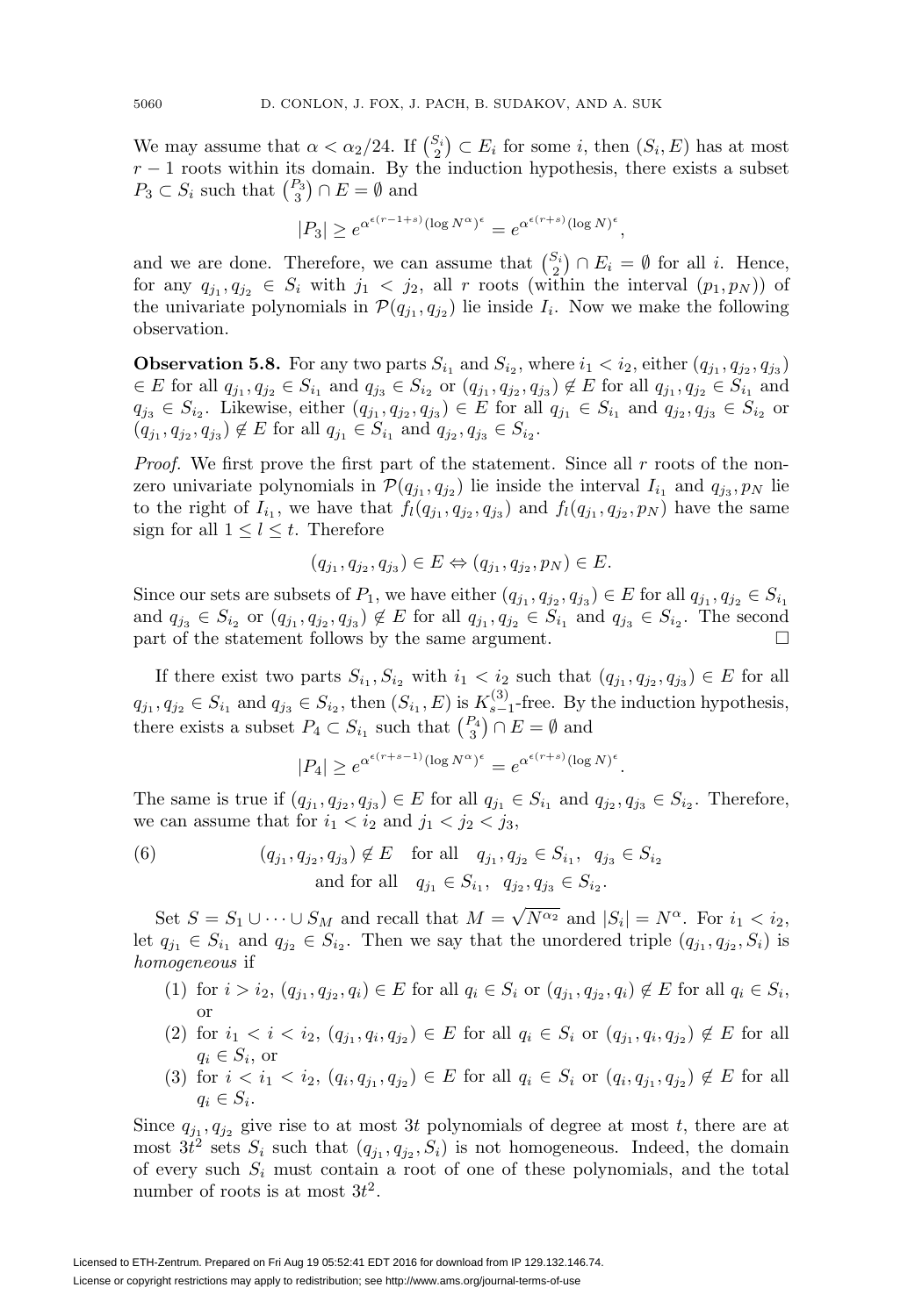We may assume that $\alpha < \alpha_2/24$. If $\binom{S_i}{2} \subset E_i$ for some $i$, then $(S_i, E)$ has at most $r-1$ roots within its domain. By the induction hypothesis, there exists a subset $P_3 \subset S_i$ such that $\binom{P_3}{3} \cap E = \emptyset$ and

$$|P_3| \geq e^{\alpha^{\epsilon(r-1+s)}(\log N^\alpha)^\epsilon} = e^{\alpha^{\epsilon(r+s)}(\log N)^\epsilon},$$

and we are done. Therefore, we can assume that $\binom{S_i}{2} \cap E_i = \emptyset$ for all $i$. Hence, for any $q_{j_1}, q_{j_2} \in S_i$ with $j_1 < j_2$, all $r$ roots (within the interval $(p_1, p_N)$) of the univariate polynomials in $\mathcal{P}(q_{j_1}, q_{j_2})$ lie inside $I_i$. Now we make the following observation.

**Observation 5.8.** For any two parts $S_{i_1}$ and $S_{i_2}$, where $i_1 < i_2$, either $(q_{j_1}, q_{j_2}, q_{j_3}) \in E$ for all $q_{j_1}, q_{j_2} \in S_{i_1}$ and $q_{j_3} \in S_{i_2}$ or $(q_{j_1}, q_{j_2}, q_{j_3}) \notin E$ for all $q_{j_1}, q_{j_2} \in S_{i_1}$ and $q_{j_3} \in S_{i_2}$. Likewise, either $(q_{j_1}, q_{j_2}, q_{j_3}) \in E$ for all $q_{j_1} \in S_{i_1}$ and $q_{j_2}, q_{j_3} \in S_{i_2}$ or $(q_{j_1}, q_{j_2}, q_{j_3}) \notin E$ for all $q_{j_1} \in S_{i_1}$ and $q_{j_2}, q_{j_3} \in S_{i_2}$.

*Proof.* We first prove the first part of the statement. Since all $r$ roots of the non-zero univariate polynomials in $\mathcal{P}(q_{j_1}, q_{j_2})$ lie inside the interval $I_{i_1}$ and $q_{j_3}, p_N$ lie to the right of $I_{i_1}$, we have that $f_l(q_{j_1}, q_{j_2}, q_{j_3})$ and $f_l(q_{j_1}, q_{j_2}, p_N)$ have the same sign for all $1 \leq l \leq t$. Therefore

$$(q_{j_1}, q_{j_2}, q_{j_3}) \in E \Leftrightarrow (q_{j_1}, q_{j_2}, p_N) \in E.$$

Since our sets are subsets of $P_1$, we have either $(q_{j_1}, q_{j_2}, q_{j_3}) \in E$ for all $q_{j_1}, q_{j_2} \in S_{i_1}$ and $q_{j_3} \in S_{i_2}$ or $(q_{j_1}, q_{j_2}, q_{j_3}) \notin E$ for all $q_{j_1}, q_{j_2} \in S_{i_1}$ and $q_{j_3} \in S_{i_2}$. The second part of the statement follows by the same argument. $\square$

If there exist two parts $S_{i_1}, S_{i_2}$ with $i_1 < i_2$ such that $(q_{j_1}, q_{j_2}, q_{j_3}) \in E$ for all $q_{j_1}, q_{j_2} \in S_{i_1}$ and $q_{j_3} \in S_{i_2}$, then $(S_{i_1}, E)$ is $K_{s-1}^{(3)}$-free. By the induction hypothesis, there exists a subset $P_4 \subset S_{i_1}$ such that $\binom{P_4}{3} \cap E = \emptyset$ and

$$|P_4| \geq e^{\alpha^{\epsilon(r+s-1)}(\log N^\alpha)^\epsilon} = e^{\alpha^{\epsilon(r+s)}(\log N)^\epsilon}.$$

The same is true if $(q_{j_1}, q_{j_2}, q_{j_3}) \in E$ for all $q_{j_1} \in S_{i_1}$ and $q_{j_2}, q_{j_3} \in S_{i_2}$. Therefore, we can assume that for $i_1 < i_2$ and $j_1 < j_2 < j_3$,

$$(6) \qquad \begin{aligned} (q_{j_1}, q_{j_2}, q_{j_3}) \notin E \quad &\text{for all} \quad q_{j_1}, q_{j_2} \in S_{i_1}, \;\; q_{j_3} \in S_{i_2} \\ &\text{and for all} \quad q_{j_1} \in S_{i_1}, \;\; q_{j_2}, q_{j_3} \in S_{i_2}. \end{aligned}$$

Set $S = S_1 \cup \cdots \cup S_M$ and recall that $M = \sqrt{N^{\alpha_2}}$ and $|S_i| = N^\alpha$. For $i_1 < i_2$, let $q_{j_1} \in S_{i_1}$ and $q_{j_2} \in S_{i_2}$. Then we say that the unordered triple $(q_{j_1}, q_{j_2}, S_i)$ is *homogeneous* if

1. for $i > i_2$, $(q_{j_1}, q_{j_2}, q_i) \in E$ for all $q_i \in S_i$ or $(q_{j_1}, q_{j_2}, q_i) \notin E$ for all $q_i \in S_i$, or
2. for $i_1 < i < i_2$, $(q_{j_1}, q_i, q_{j_2}) \in E$ for all $q_i \in S_i$ or $(q_{j_1}, q_i, q_{j_2}) \notin E$ for all $q_i \in S_i$, or
3. for $i < i_1 < i_2$, $(q_i, q_{j_1}, q_{j_2}) \in E$ for all $q_i \in S_i$ or $(q_i, q_{j_1}, q_{j_2}) \notin E$ for all $q_i \in S_i$.

Since $q_{j_1}, q_{j_2}$ give rise to at most $3t$ polynomials of degree at most $t$, there are at most $3t^2$ sets $S_i$ such that $(q_{j_1}, q_{j_2}, S_i)$ is not homogeneous. Indeed, the domain of every such $S_i$ must contain a root of one of these polynomials, and the total number of roots is at most $3t^2$.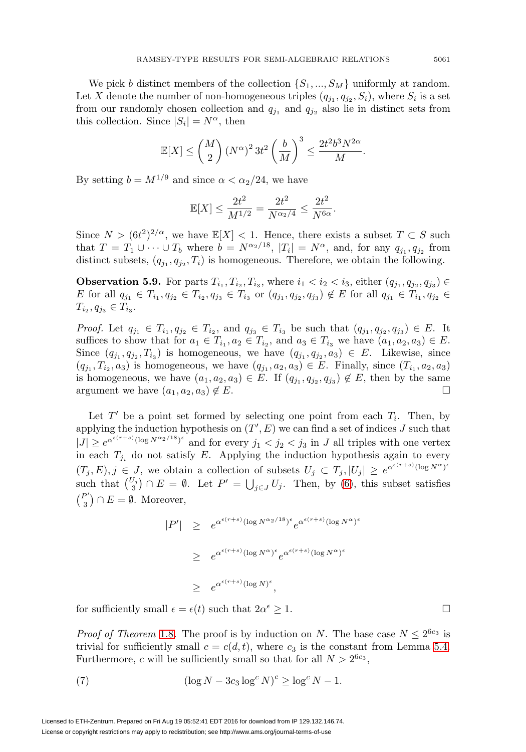We pick $b$ distinct members of the collection $\{S_1, ..., S_M\}$ uniformly at random. Let $X$ denote the number of non-homogeneous triples $(q_{j_1}, q_{j_2}, S_i)$, where $S_i$ is a set from our randomly chosen collection and $q_{j_1}$ and $q_{j_2}$ also lie in distinct sets from this collection. Since $|S_i| = N^{\alpha}$, then

$$\mathbb{E}[X] \leq \binom{M}{2} (N^{\alpha})^2 \, 3t^2 \left(\frac{b}{M}\right)^3 \leq \frac{2t^2 b^3 N^{2\alpha}}{M}.$$

By setting $b = M^{1/9}$ and since $\alpha < \alpha_2/24$, we have

$$\mathbb{E}[X] \leq \frac{2t^2}{M^{1/2}} = \frac{2t^2}{N^{\alpha_2/4}} \leq \frac{2t^2}{N^{6\alpha}}.$$

Since $N > (6t^2)^{2/\alpha}$, we have $\mathbb{E}[X] < 1$. Hence, there exists a subset $T \subset S$ such that $T = T_1 \cup \cdots \cup T_b$ where $b = N^{\alpha_2/18}$, $|T_i| = N^{\alpha}$, and, for any $q_{j_1}, q_{j_2}$ from distinct subsets, $(q_{j_1}, q_{j_2}, T_i)$ is homogeneous. Therefore, we obtain the following.

**Observation 5.9.** For parts $T_{i_1}, T_{i_2}, T_{i_3}$, where $i_1 < i_2 < i_3$, either $(q_{j_1}, q_{j_2}, q_{j_3}) \in E$ for all $q_{j_1} \in T_{i_1}, q_{j_2} \in T_{i_2}, q_{j_3} \in T_{i_3}$ or $(q_{j_1}, q_{j_2}, q_{j_3}) \notin E$ for all $q_{j_1} \in T_{i_1}, q_{j_2} \in T_{i_2}, q_{j_3} \in T_{i_3}$.

*Proof.* Let $q_{j_1} \in T_{i_1}, q_{j_2} \in T_{i_2}$, and $q_{j_3} \in T_{i_3}$ be such that $(q_{j_1}, q_{j_2}, q_{j_3}) \in E$. It suffices to show that for $a_1 \in T_{i_1}, a_2 \in T_{i_2}$, and $a_3 \in T_{i_3}$ we have $(a_1, a_2, a_3) \in E$. Since $(q_{j_1}, q_{j_2}, T_{i_3})$ is homogeneous, we have $(q_{j_1}, q_{j_2}, a_3) \in E$. Likewise, since $(q_{j_1}, T_{i_2}, a_3)$ is homogeneous, we have $(q_{j_1}, a_2, a_3) \in E$. Finally, since $(T_{i_1}, a_2, a_3)$ is homogeneous, we have $(a_1, a_2, a_3) \in E$. If $(q_{j_1}, q_{j_2}, q_{j_3}) \notin E$, then by the same argument we have $(a_1, a_2, a_3) \notin E$. □

Let $T'$ be a point set formed by selecting one point from each $T_i$. Then, by applying the induction hypothesis on $(T', E)$ we can find a set of indices $J$ such that $|J| \geq e^{\alpha^{\epsilon(r+s)}(\log N^{\alpha_2/18})^{\epsilon}}$ and for every $j_1 < j_2 < j_3$ in $J$ all triples with one vertex in each $T_{j_i}$ do not satisfy $E$. Applying the induction hypothesis again to every $(T_j, E), j \in J$, we obtain a collection of subsets $U_j \subset T_j, |U_j| \geq e^{\alpha^{\epsilon(r+s)}(\log N^{\alpha})^{\epsilon}}$ such that $\binom{U_j}{3} \cap E = \emptyset$. Let $P' = \bigcup_{j \in J} U_j$. Then, by (6), this subset satisfies $\binom{P'}{3} \cap E = \emptyset$. Moreover,

$$\begin{aligned}
|P'| &\geq e^{\alpha^{\epsilon(r+s)}(\log N^{\alpha_2/18})^{\epsilon}} e^{\alpha^{\epsilon(r+s)}(\log N^{\alpha})^{\epsilon}} \\
&\geq e^{\alpha^{\epsilon(r+s)}(\log N^{\alpha})^{\epsilon}} e^{\alpha^{\epsilon(r+s)}(\log N^{\alpha})^{\epsilon}} \\
&\geq e^{\alpha^{\epsilon(r+s)}(\log N)^{\epsilon}},
\end{aligned}$$

for sufficiently small $\epsilon = \epsilon(t)$ such that $2\alpha^{\epsilon} \geq 1$. □

*Proof of Theorem* 1.8. The proof is by induction on $N$. The base case $N \leq 2^{6c_3}$ is trivial for sufficiently small $c = c(d, t)$, where $c_3$ is the constant from Lemma 5.4. Furthermore, $c$ will be sufficiently small so that for all $N > 2^{6c_3}$,

$$(\log N - 3c_3 \log^c N)^c \geq \log^c N - 1. \tag{7}$$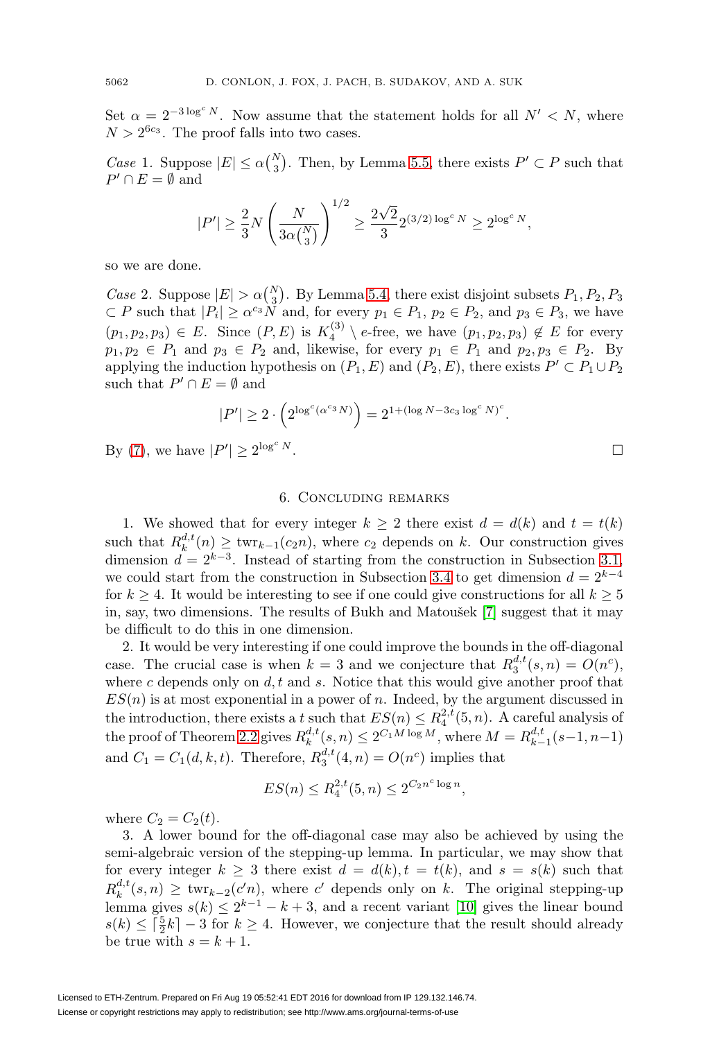Set $\alpha = 2^{-3\log^c N}$. Now assume that the statement holds for all $N' < N$, where $N > 2^{6c_3}$. The proof falls into two cases.

*Case* 1. Suppose $|E| \leq \alpha\binom{N}{3}$. Then, by Lemma 5.5, there exists $P' \subset P$ such that $P' \cap E = \emptyset$ and

$$|P'| \geq \frac{2}{3}N\left(\frac{N}{3\alpha\binom{N}{3}}\right)^{1/2} \geq \frac{2\sqrt{2}}{3}2^{(3/2)\log^c N} \geq 2^{\log^c N},$$

so we are done.

*Case* 2. Suppose $|E| > \alpha\binom{N}{3}$. By Lemma 5.4, there exist disjoint subsets $P_1, P_2, P_3 \subset P$ such that $|P_i| \geq \alpha^{c_3}N$ and, for every $p_1 \in P_1$, $p_2 \in P_2$, and $p_3 \in P_3$, we have $(p_1, p_2, p_3) \in E$. Since $(P, E)$ is $K_4^{(3)} \setminus e$-free, we have $(p_1, p_2, p_3) \notin E$ for every $p_1, p_2 \in P_1$ and $p_3 \in P_2$ and, likewise, for every $p_1 \in P_1$ and $p_2, p_3 \in P_2$. By applying the induction hypothesis on $(P_1, E)$ and $(P_2, E)$, there exists $P' \subset P_1 \cup P_2$ such that $P' \cap E = \emptyset$ and

$$|P'| \geq 2 \cdot \left(2^{\log^c(\alpha^{c_3}N)}\right) = 2^{1+(\log N - 3c_3\log^c N)^c}.$$

By (7), we have $|P'| \geq 2^{\log^c N}$. □

## 6. Concluding remarks

1. We showed that for every integer $k \geq 2$ there exist $d = d(k)$ and $t = t(k)$ such that $R_k^{d,t}(n) \geq \text{twr}_{k-1}(c_2 n)$, where $c_2$ depends on $k$. Our construction gives dimension $d = 2^{k-3}$. Instead of starting from the construction in Subsection 3.1, we could start from the construction in Subsection 3.4 to get dimension $d = 2^{k-4}$ for $k \geq 4$. It would be interesting to see if one could give constructions for all $k \geq 5$ in, say, two dimensions. The results of Bukh and Matoušek [7] suggest that it may be difficult to do this in one dimension.

2. It would be very interesting if one could improve the bounds in the off-diagonal case. The crucial case is when $k = 3$ and we conjecture that $R_3^{d,t}(s, n) = O(n^c)$, where $c$ depends only on $d, t$ and $s$. Notice that this would give another proof that $ES(n)$ is at most exponential in a power of $n$. Indeed, by the argument discussed in the introduction, there exists a $t$ such that $ES(n) \leq R_4^{2,t}(5, n)$. A careful analysis of the proof of Theorem 2.2 gives $R_k^{d,t}(s, n) \leq 2^{C_1 M \log M}$, where $M = R_{k-1}^{d,t}(s-1, n-1)$ and $C_1 = C_1(d, k, t)$. Therefore, $R_3^{d,t}(4, n) = O(n^c)$ implies that

$$ES(n) \leq R_4^{2,t}(5, n) \leq 2^{C_2 n^c \log n},$$

where $C_2 = C_2(t)$.

3. A lower bound for the off-diagonal case may also be achieved by using the semi-algebraic version of the stepping-up lemma. In particular, we may show that for every integer $k \geq 3$ there exist $d = d(k), t = t(k)$, and $s = s(k)$ such that $R_k^{d,t}(s, n) \geq \text{twr}_{k-2}(c'n)$, where $c'$ depends only on $k$. The original stepping-up lemma gives $s(k) \leq 2^{k-1} - k + 3$, and a recent variant [10] gives the linear bound $s(k) \leq \lceil \frac{5}{2}k \rceil - 3$ for $k \geq 4$. However, we conjecture that the result should already be true with $s = k + 1$.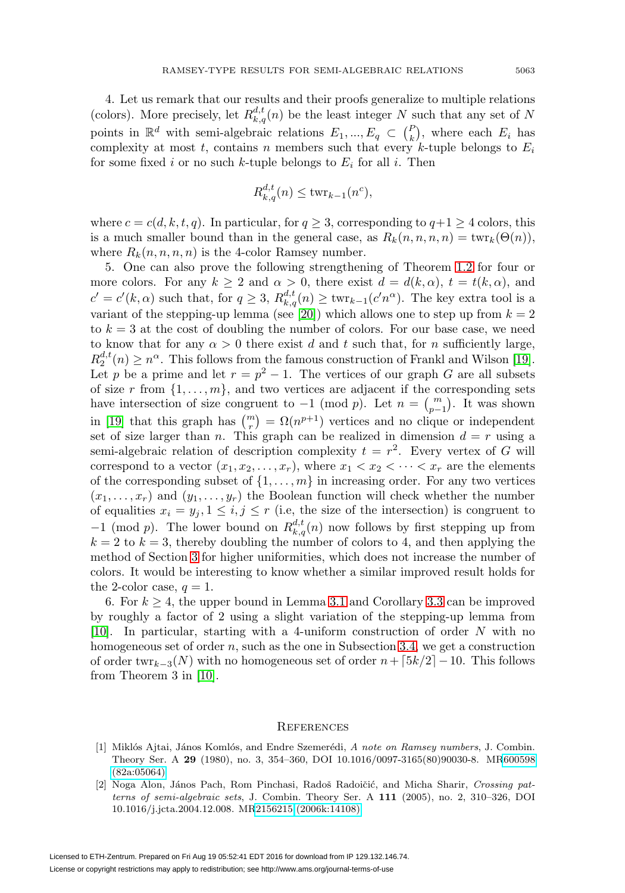4. Let us remark that our results and their proofs generalize to multiple relations (colors). More precisely, let $R^{d,t}_{k,q}(n)$ be the least integer $N$ such that any set of $N$ points in $\mathbb{R}^d$ with semi-algebraic relations $E_1, ..., E_q \subset \binom{P}{k}$, where each $E_i$ has complexity at most $t$, contains $n$ members such that every $k$-tuple belongs to $E_i$ for some fixed $i$ or no such $k$-tuple belongs to $E_i$ for all $i$. Then

$$R^{d,t}_{k,q}(n) \leq \operatorname{twr}_{k-1}(n^c),$$

where $c = c(d, k, t, q)$. In particular, for $q \geq 3$, corresponding to $q+1 \geq 4$ colors, this is a much smaller bound than in the general case, as $R_k(n, n, n, n) = \operatorname{twr}_k(\Theta(n))$, where $R_k(n, n, n, n)$ is the 4-color Ramsey number.

5. One can also prove the following strengthening of Theorem 1.2 for four or more colors. For any $k \geq 2$ and $\alpha > 0$, there exist $d = d(k, \alpha)$, $t = t(k, \alpha)$, and $c' = c'(k, \alpha)$ such that, for $q \geq 3$, $R^{d,t}_{k,q}(n) \geq \operatorname{twr}_{k-1}(c' n^{\alpha})$. The key extra tool is a variant of the stepping-up lemma (see [20]) which allows one to step up from $k = 2$ to $k = 3$ at the cost of doubling the number of colors. For our base case, we need to know that for any $\alpha > 0$ there exist $d$ and $t$ such that, for $n$ sufficiently large, $R^{d,t}_2(n) \geq n^{\alpha}$. This follows from the famous construction of Frankl and Wilson [19]. Let $p$ be a prime and let $r = p^2 - 1$. The vertices of our graph $G$ are all subsets of size $r$ from $\{1, \dots, m\}$, and two vertices are adjacent if the corresponding sets have intersection of size congruent to $-1 \pmod p$. Let $n = \binom{m}{p-1}$. It was shown in [19] that this graph has $\binom{m}{r} = \Omega(n^{p+1})$ vertices and no clique or independent set of size larger than $n$. This graph can be realized in dimension $d = r$ using a semi-algebraic relation of description complexity $t = r^2$. Every vertex of $G$ will correspond to a vector $(x_1, x_2, \dots, x_r)$, where $x_1 < x_2 < \cdots < x_r$ are the elements of the corresponding subset of $\{1, \dots, m\}$ in increasing order. For any two vertices $(x_1, \dots, x_r)$ and $(y_1, \dots, y_r)$ the Boolean function will check whether the number of equalities $x_i = y_j, 1 \leq i, j \leq r$ (i.e, the size of the intersection) is congruent to $-1 \pmod p$. The lower bound on $R^{d,t}_{k,q}(n)$ now follows by first stepping up from $k = 2$ to $k = 3$, thereby doubling the number of colors to 4, and then applying the method of Section 3 for higher uniformities, which does not increase the number of colors. It would be interesting to know whether a similar improved result holds for the 2-color case, $q = 1$.

6. For $k \geq 4$, the upper bound in Lemma 3.1 and Corollary 3.3 can be improved by roughly a factor of 2 using a slight variation of the stepping-up lemma from [10]. In particular, starting with a 4-uniform construction of order $N$ with no homogeneous set of order $n$, such as the one in Subsection 3.4, we get a construction of order $\operatorname{twr}_{k-3}(N)$ with no homogeneous set of order $n + \lceil 5k/2 \rceil - 10$. This follows from Theorem 3 in [10].

## References

[1] Miklós Ajtai, János Komlós, and Endre Szemerédi, *A note on Ramsey numbers*, J. Combin. Theory Ser. A **29** (1980), no. 3, 354–360, DOI 10.1016/0097-3165(80)90030-8. MR600598 (82a:05064)

[2] Noga Alon, János Pach, Rom Pinchasi, Radoš Radoičić, and Micha Sharir, *Crossing patterns of semi-algebraic sets*, J. Combin. Theory Ser. A **111** (2005), no. 2, 310–326, DOI 10.1016/j.jcta.2004.12.008. MR2156215 (2006k:14108)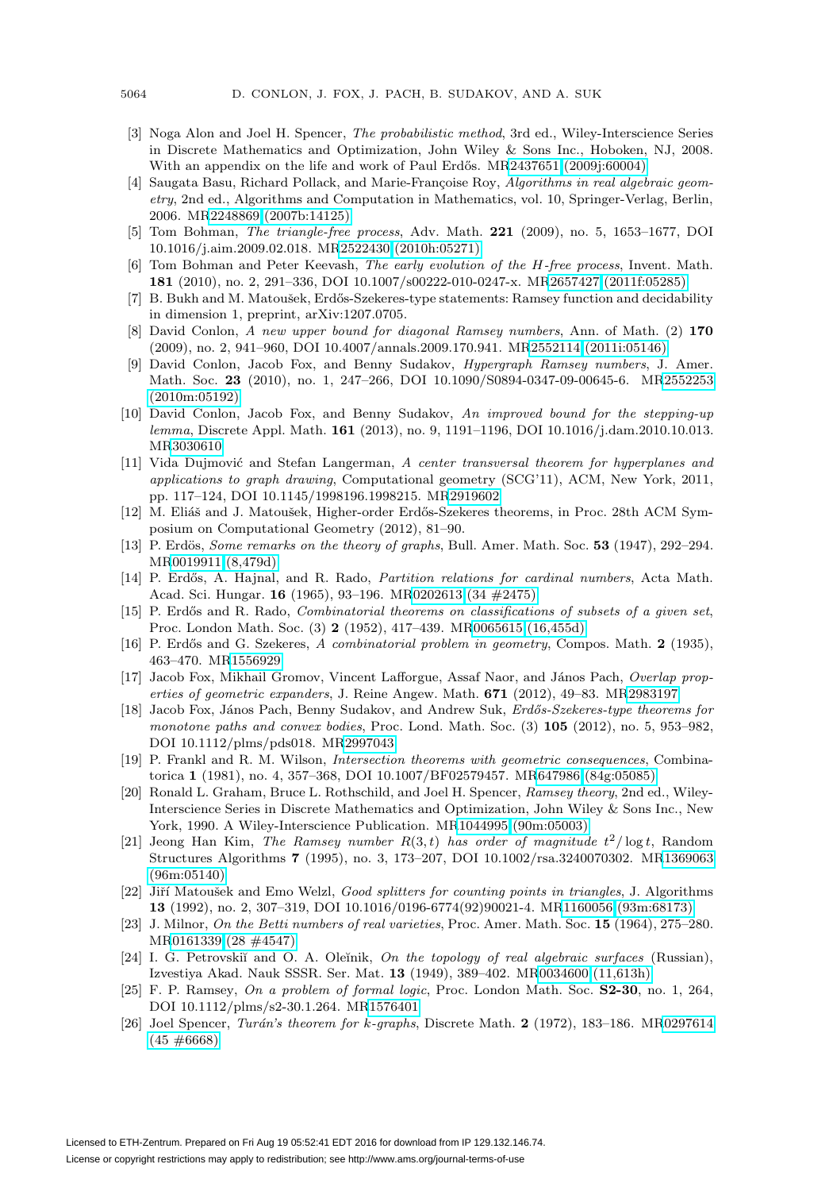[3] Noga Alon and Joel H. Spencer, *The probabilistic method*, 3rd ed., Wiley-Interscience Series in Discrete Mathematics and Optimization, John Wiley & Sons Inc., Hoboken, NJ, 2008. With an appendix on the life and work of Paul Erdős. MR2437651 (2009j:60004)

[4] Saugata Basu, Richard Pollack, and Marie-Françoise Roy, *Algorithms in real algebraic geometry*, 2nd ed., Algorithms and Computation in Mathematics, vol. 10, Springer-Verlag, Berlin, 2006. MR2248869 (2007b:14125)

[5] Tom Bohman, *The triangle-free process*, Adv. Math. **221** (2009), no. 5, 1653–1677, DOI 10.1016/j.aim.2009.02.018. MR2522430 (2010h:05271)

[6] Tom Bohman and Peter Keevash, *The early evolution of the H-free process*, Invent. Math. **181** (2010), no. 2, 291–336, DOI 10.1007/s00222-010-0247-x. MR2657427 (2011f:05285)

[7] B. Bukh and M. Matoušek, Erdős-Szekeres-type statements: Ramsey function and decidability in dimension 1, preprint, arXiv:1207.0705.

[8] David Conlon, *A new upper bound for diagonal Ramsey numbers*, Ann. of Math. (2) **170** (2009), no. 2, 941–960, DOI 10.4007/annals.2009.170.941. MR2552114 (2011i:05146)

[9] David Conlon, Jacob Fox, and Benny Sudakov, *Hypergraph Ramsey numbers*, J. Amer. Math. Soc. **23** (2010), no. 1, 247–266, DOI 10.1090/S0894-0347-09-00645-6. MR2552253 (2010m:05192)

[10] David Conlon, Jacob Fox, and Benny Sudakov, *An improved bound for the stepping-up lemma*, Discrete Appl. Math. **161** (2013), no. 9, 1191–1196, DOI 10.1016/j.dam.2010.10.013. MR3030610

[11] Vida Dujmović and Stefan Langerman, *A center transversal theorem for hyperplanes and applications to graph drawing*, Computational geometry (SCG'11), ACM, New York, 2011, pp. 117–124, DOI 10.1145/1998196.1998215. MR2919602

[12] M. Eliáš and J. Matoušek, Higher-order Erdős-Szekeres theorems, in Proc. 28th ACM Symposium on Computational Geometry (2012), 81–90.

[13] P. Erdös, *Some remarks on the theory of graphs*, Bull. Amer. Math. Soc. **53** (1947), 292–294. MR0019911 (8,479d)

[14] P. Erdős, A. Hajnal, and R. Rado, *Partition relations for cardinal numbers*, Acta Math. Acad. Sci. Hungar. **16** (1965), 93–196. MR0202613 (34 #2475)

[15] P. Erdős and R. Rado, *Combinatorial theorems on classifications of subsets of a given set*, Proc. London Math. Soc. (3) **2** (1952), 417–439. MR0065615 (16,455d)

[16] P. Erdős and G. Szekeres, *A combinatorial problem in geometry*, Compos. Math. **2** (1935), 463–470. MR1556929

[17] Jacob Fox, Mikhail Gromov, Vincent Lafforgue, Assaf Naor, and János Pach, *Overlap properties of geometric expanders*, J. Reine Angew. Math. **671** (2012), 49–83. MR2983197

[18] Jacob Fox, János Pach, Benny Sudakov, and Andrew Suk, *Erdős-Szekeres-type theorems for monotone paths and convex bodies*, Proc. Lond. Math. Soc. (3) **105** (2012), no. 5, 953–982, DOI 10.1112/plms/pds018. MR2997043

[19] P. Frankl and R. M. Wilson, *Intersection theorems with geometric consequences*, Combinatorica **1** (1981), no. 4, 357–368, DOI 10.1007/BF02579457. MR647986 (84g:05085)

[20] Ronald L. Graham, Bruce L. Rothschild, and Joel H. Spencer, *Ramsey theory*, 2nd ed., Wiley-Interscience Series in Discrete Mathematics and Optimization, John Wiley & Sons Inc., New York, 1990. A Wiley-Interscience Publication. MR1044995 (90m:05003)

[21] Jeong Han Kim, *The Ramsey number $R(3,t)$ has order of magnitude $t^2/\log t$*, Random Structures Algorithms **7** (1995), no. 3, 173–207, DOI 10.1002/rsa.3240070302. MR1369063 (96m:05140)

[22] Jiří Matoušek and Emo Welzl, *Good splitters for counting points in triangles*, J. Algorithms **13** (1992), no. 2, 307–319, DOI 10.1016/0196-6774(92)90021-4. MR1160056 (93m:68173)

[23] J. Milnor, *On the Betti numbers of real varieties*, Proc. Amer. Math. Soc. **15** (1964), 275–280. MR0161339 (28 #4547)

[24] I. G. Petrovskiĭ and O. A. Oleĭnik, *On the topology of real algebraic surfaces* (Russian), Izvestiya Akad. Nauk SSSR. Ser. Mat. **13** (1949), 389–402. MR0034600 (11,613h)

[25] F. P. Ramsey, *On a problem of formal logic*, Proc. London Math. Soc. **S2-30**, no. 1, 264, DOI 10.1112/plms/s2-30.1.264. MR1576401

[26] Joel Spencer, *Turán's theorem for k-graphs*, Discrete Math. **2** (1972), 183–186. MR0297614 (45 #6668)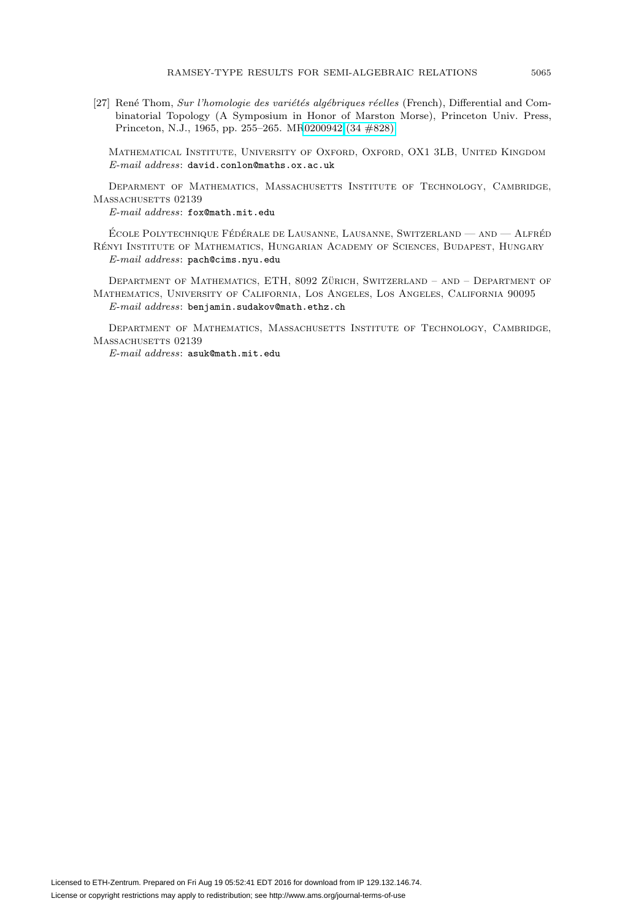[27] René Thom, *Sur l'homologie des variétés algébriques réelles* (French), Differential and Combinatorial Topology (A Symposium in Honor of Marston Morse), Princeton Univ. Press, Princeton, N.J., 1965, pp. 255–265. MR0200942 (34 #828)

Mathematical Institute, University of Oxford, Oxford, OX1 3LB, United Kingdom
*E-mail address*: david.conlon@maths.ox.ac.uk

Deparment of Mathematics, Massachusetts Institute of Technology, Cambridge, Massachusetts 02139
*E-mail address*: fox@math.mit.edu

École Polytechnique Fédérale de Lausanne, Lausanne, Switzerland — and — Alfréd Rényi Institute of Mathematics, Hungarian Academy of Sciences, Budapest, Hungary
*E-mail address*: pach@cims.nyu.edu

Department of Mathematics, ETH, 8092 Zürich, Switzerland – and – Department of Mathematics, University of California, Los Angeles, Los Angeles, California 90095
*E-mail address*: benjamin.sudakov@math.ethz.ch

Department of Mathematics, Massachusetts Institute of Technology, Cambridge, Massachusetts 02139
*E-mail address*: asuk@math.mit.edu

Licensed to ETH-Zentrum. Prepared on Fri Aug 19 05:52:41 EDT 2016 for download from IP 129.132.146.74.
License or copyright restrictions may apply to redistribution; see http://www.ams.org/journal-terms-of-use